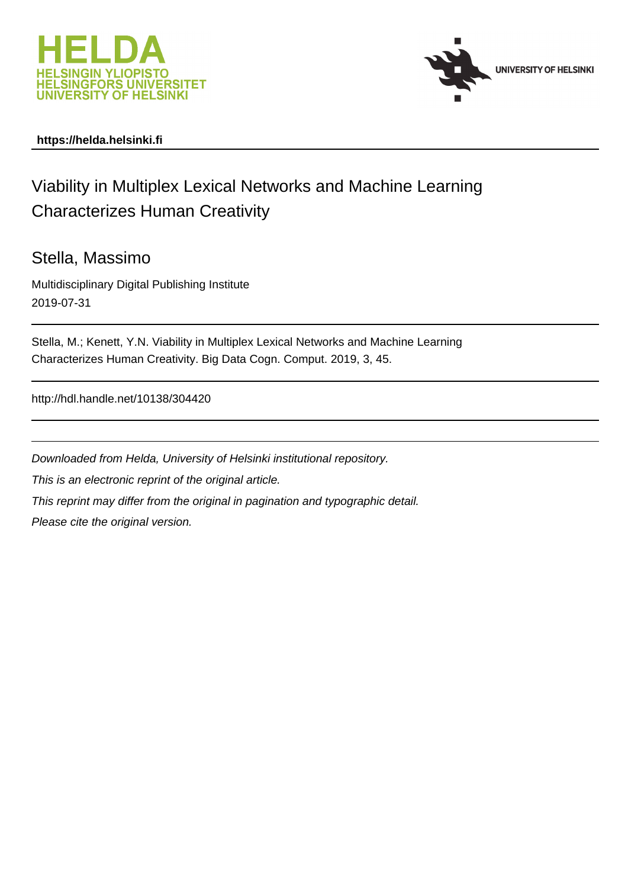https://helda.helsinki.fi

# Viability in Multiplex Lexical Networks and Machine Learning Characterizes Human Creativity

## Stella, Massimo

Multidisciplinary Digital Publishing Institute

2019-07-31

Stella, M.; Kenett, Y.N. Viability in Multiplex Lexical Networks and Machine Learning Characterizes Human Creativity. Big Data Cogn. Comput. 2019, 3, 45.

http://hdl.handle.net/10138/304420

*Downloaded from Helda, University of Helsinki institutional repository.*

*This is an electronic reprint of the original article.*

*This reprint may differ from the original in pagination and typographic detail.*

*Please cite the original version.*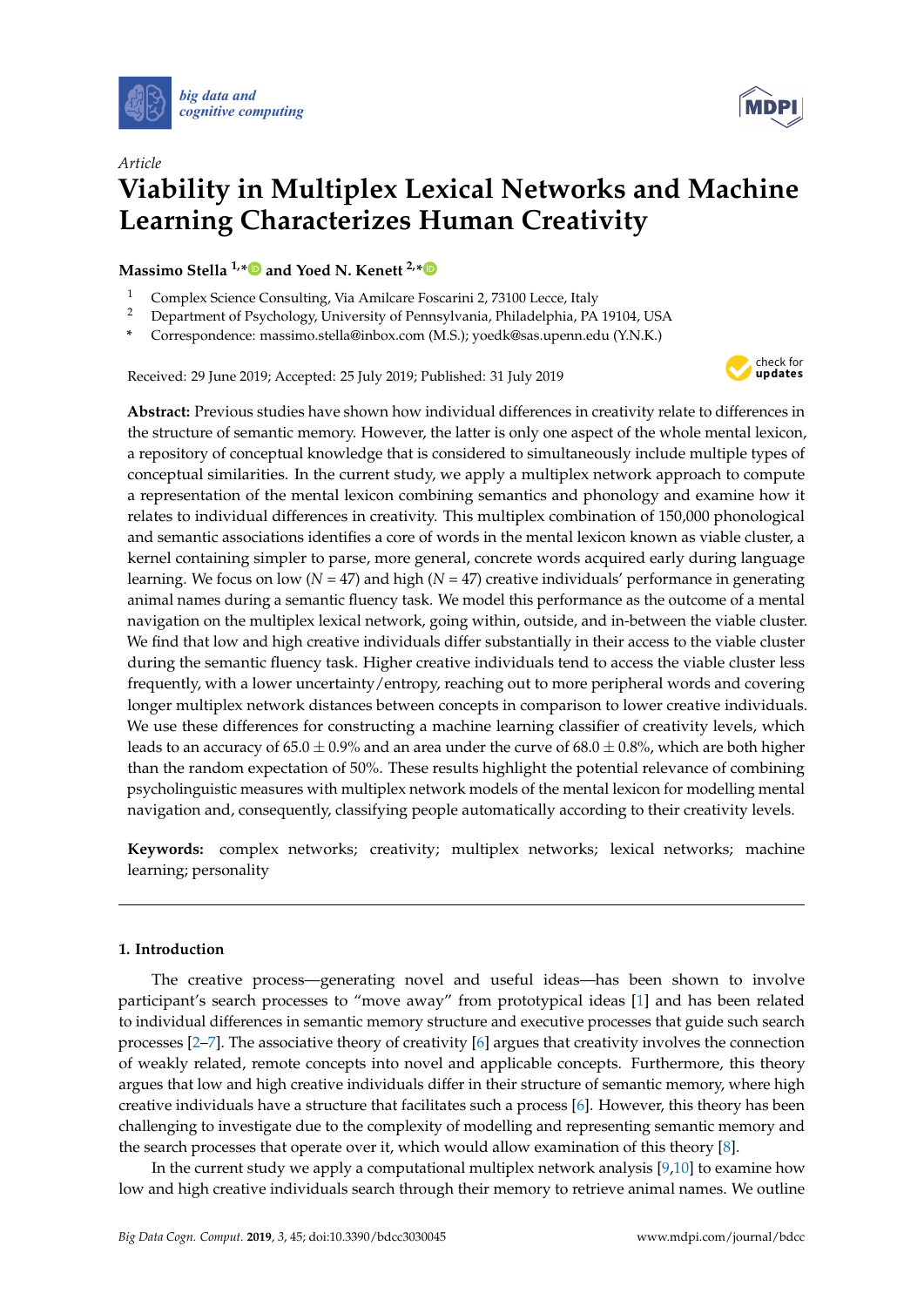Article

# Viability in Multiplex Lexical Networks and Machine Learning Characterizes Human Creativity

**Massimo Stella [1,*] and Yoed N. Kenett [2,*]**

[1] Complex Science Consulting, Via Amilcare Foscarini 2, 73100 Lecce, Italy
[2] Department of Psychology, University of Pennsylvania, Philadelphia, PA 19104, USA
* Correspondence: massimo.stella@inbox.com (M.S.); yoedk@sas.upenn.edu (Y.N.K.)

Received: 29 June 2019; Accepted: 25 July 2019; Published: 31 July 2019

**Abstract:** Previous studies have shown how individual differences in creativity relate to differences in the structure of semantic memory. However, the latter is only one aspect of the whole mental lexicon, a repository of conceptual knowledge that is considered to simultaneously include multiple types of conceptual similarities. In the current study, we apply a multiplex network approach to compute a representation of the mental lexicon combining semantics and phonology and examine how it relates to individual differences in creativity. This multiplex combination of 150,000 phonological and semantic associations identifies a core of words in the mental lexicon known as viable cluster, a kernel containing simpler to parse, more general, concrete words acquired early during language learning. We focus on low ($N = 47$) and high ($N = 47$) creative individuals' performance in generating animal names during a semantic fluency task. We model this performance as the outcome of a mental navigation on the multiplex lexical network, going within, outside, and in-between the viable cluster. We find that low and high creative individuals differ substantially in their access to the viable cluster during the semantic fluency task. Higher creative individuals tend to access the viable cluster less frequently, with a lower uncertainty/entropy, reaching out to more peripheral words and covering longer multiplex network distances between concepts in comparison to lower creative individuals. We use these differences for constructing a machine learning classifier of creativity levels, which leads to an accuracy of $65.0 \pm 0.9\%$ and an area under the curve of $68.0 \pm 0.8\%$, which are both higher than the random expectation of 50%. These results highlight the potential relevance of combining psycholinguistic measures with multiplex network models of the mental lexicon for modelling mental navigation and, consequently, classifying people automatically according to their creativity levels.

**Keywords:** complex networks; creativity; multiplex networks; lexical networks; machine learning; personality

## 1. Introduction

The creative process—generating novel and useful ideas—has been shown to involve participant's search processes to "move away" from prototypical ideas [1] and has been related to individual differences in semantic memory structure and executive processes that guide such search processes [2–7]. The associative theory of creativity [6] argues that creativity involves the connection of weakly related, remote concepts into novel and applicable concepts. Furthermore, this theory argues that low and high creative individuals differ in their structure of semantic memory, where high creative individuals have a structure that facilitates such a process [6]. However, this theory has been challenging to investigate due to the complexity of modelling and representing semantic memory and the search processes that operate over it, which would allow examination of this theory [8].

In the current study we apply a computational multiplex network analysis [9,10] to examine how low and high creative individuals search through their memory to retrieve animal names. We outline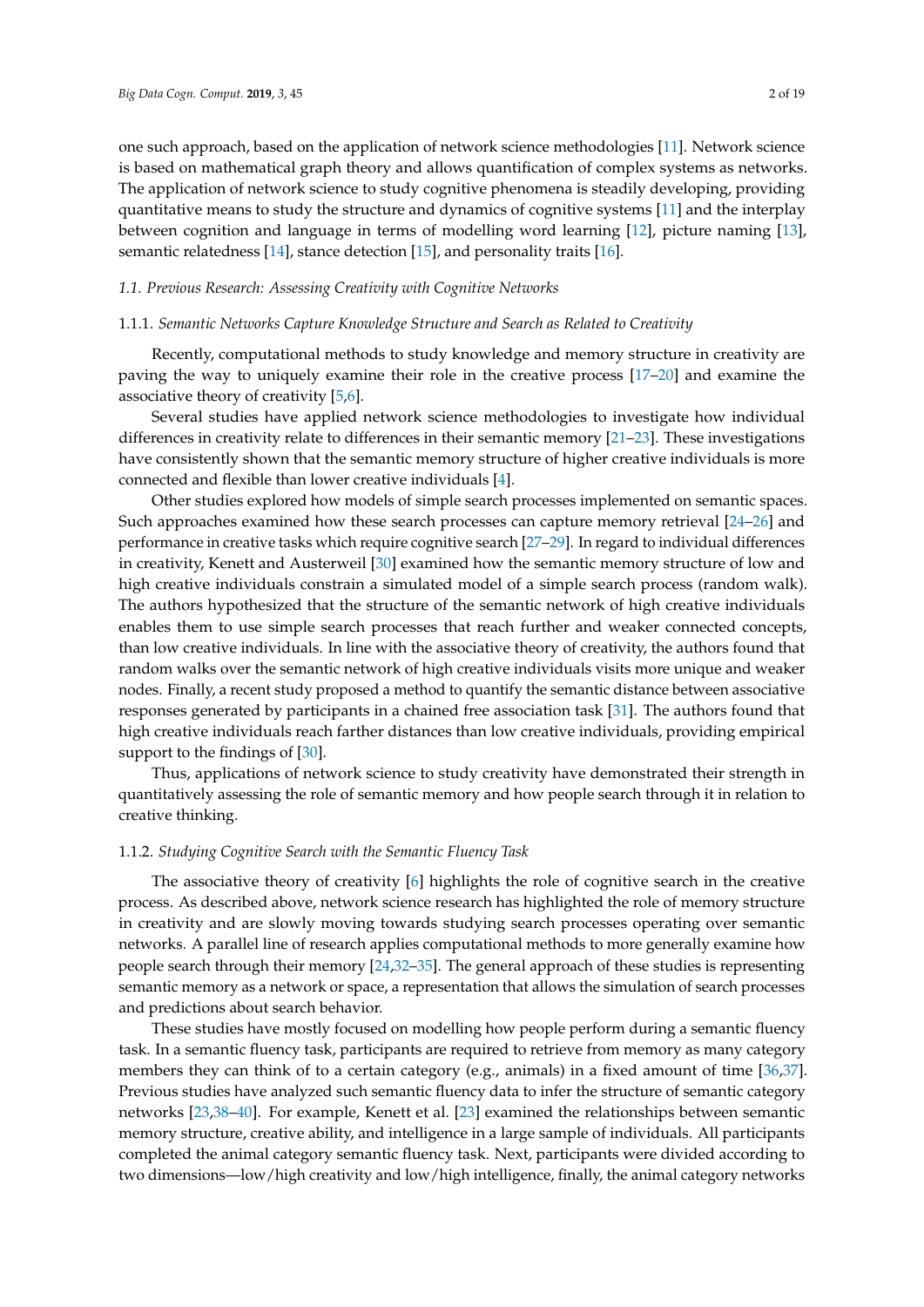one such approach, based on the application of network science methodologies [11]. Network science is based on mathematical graph theory and allows quantification of complex systems as networks. The application of network science to study cognitive phenomena is steadily developing, providing quantitative means to study the structure and dynamics of cognitive systems [11] and the interplay between cognition and language in terms of modelling word learning [12], picture naming [13], semantic relatedness [14], stance detection [15], and personality traits [16].

### 1.1. Previous Research: Assessing Creativity with Cognitive Networks

#### 1.1.1. Semantic Networks Capture Knowledge Structure and Search as Related to Creativity

Recently, computational methods to study knowledge and memory structure in creativity are paving the way to uniquely examine their role in the creative process [17–20] and examine the associative theory of creativity [5,6].

Several studies have applied network science methodologies to investigate how individual differences in creativity relate to differences in their semantic memory [21–23]. These investigations have consistently shown that the semantic memory structure of higher creative individuals is more connected and flexible than lower creative individuals [4].

Other studies explored how models of simple search processes implemented on semantic spaces. Such approaches examined how these search processes can capture memory retrieval [24–26] and performance in creative tasks which require cognitive search [27–29]. In regard to individual differences in creativity, Kenett and Austerweil [30] examined how the semantic memory structure of low and high creative individuals constrain a simulated model of a simple search process (random walk). The authors hypothesized that the structure of the semantic network of high creative individuals enables them to use simple search processes that reach further and weaker connected concepts, than low creative individuals. In line with the associative theory of creativity, the authors found that random walks over the semantic network of high creative individuals visits more unique and weaker nodes. Finally, a recent study proposed a method to quantify the semantic distance between associative responses generated by participants in a chained free association task [31]. The authors found that high creative individuals reach farther distances than low creative individuals, providing empirical support to the findings of [30].

Thus, applications of network science to study creativity have demonstrated their strength in quantitatively assessing the role of semantic memory and how people search through it in relation to creative thinking.

#### 1.1.2. Studying Cognitive Search with the Semantic Fluency Task

The associative theory of creativity [6] highlights the role of cognitive search in the creative process. As described above, network science research has highlighted the role of memory structure in creativity and are slowly moving towards studying search processes operating over semantic networks. A parallel line of research applies computational methods to more generally examine how people search through their memory [24,32–35]. The general approach of these studies is representing semantic memory as a network or space, a representation that allows the simulation of search processes and predictions about search behavior.

These studies have mostly focused on modelling how people perform during a semantic fluency task. In a semantic fluency task, participants are required to retrieve from memory as many category members they can think of to a certain category (e.g., animals) in a fixed amount of time [36,37]. Previous studies have analyzed such semantic fluency data to infer the structure of semantic category networks [23,38–40]. For example, Kenett et al. [23] examined the relationships between semantic memory structure, creative ability, and intelligence in a large sample of individuals. All participants completed the animal category semantic fluency task. Next, participants were divided according to two dimensions—low/high creativity and low/high intelligence, finally, the animal category networks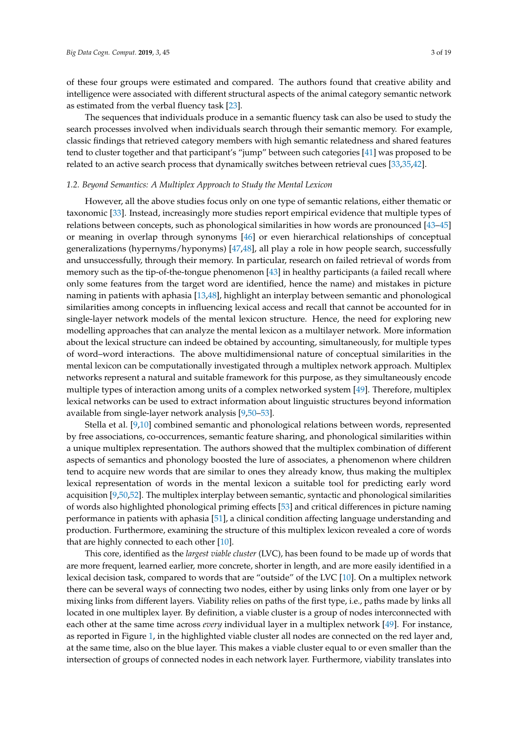of these four groups were estimated and compared. The authors found that creative ability and intelligence were associated with different structural aspects of the animal category semantic network as estimated from the verbal fluency task [23].

The sequences that individuals produce in a semantic fluency task can also be used to study the search processes involved when individuals search through their semantic memory. For example, classic findings that retrieved category members with high semantic relatedness and shared features tend to cluster together and that participant's "jump" between such categories [41] was proposed to be related to an active search process that dynamically switches between retrieval cues [33,35,42].

### 1.2. Beyond Semantics: A Multiplex Approach to Study the Mental Lexicon

However, all the above studies focus only on one type of semantic relations, either thematic or taxonomic [33]. Instead, increasingly more studies report empirical evidence that multiple types of relations between concepts, such as phonological similarities in how words are pronounced [43–45] or meaning in overlap through synonyms [46] or even hierarchical relationships of conceptual generalizations (hypernyms/hyponyms) [47,48], all play a role in how people search, successfully and unsuccessfully, through their memory. In particular, research on failed retrieval of words from memory such as the tip-of-the-tongue phenomenon [43] in healthy participants (a failed recall where only some features from the target word are identified, hence the name) and mistakes in picture naming in patients with aphasia [13,48], highlight an interplay between semantic and phonological similarities among concepts in influencing lexical access and recall that cannot be accounted for in single-layer network models of the mental lexicon structure. Hence, the need for exploring new modelling approaches that can analyze the mental lexicon as a multilayer network. More information about the lexical structure can indeed be obtained by accounting, simultaneously, for multiple types of word–word interactions. The above multidimensional nature of conceptual similarities in the mental lexicon can be computationally investigated through a multiplex network approach. Multiplex networks represent a natural and suitable framework for this purpose, as they simultaneously encode multiple types of interaction among units of a complex networked system [49]. Therefore, multiplex lexical networks can be used to extract information about linguistic structures beyond information available from single-layer network analysis [9,50–53].

Stella et al. [9,10] combined semantic and phonological relations between words, represented by free associations, co-occurrences, semantic feature sharing, and phonological similarities within a unique multiplex representation. The authors showed that the multiplex combination of different aspects of semantics and phonology boosted the lure of associates, a phenomenon where children tend to acquire new words that are similar to ones they already know, thus making the multiplex lexical representation of words in the mental lexicon a suitable tool for predicting early word acquisition [9,50,52]. The multiplex interplay between semantic, syntactic and phonological similarities of words also highlighted phonological priming effects [53] and critical differences in picture naming performance in patients with aphasia [51], a clinical condition affecting language understanding and production. Furthermore, examining the structure of this multiplex lexicon revealed a core of words that are highly connected to each other [10].

This core, identified as the *largest viable cluster* (LVC), has been found to be made up of words that are more frequent, learned earlier, more concrete, shorter in length, and are more easily identified in a lexical decision task, compared to words that are "outside" of the LVC [10]. On a multiplex network there can be several ways of connecting two nodes, either by using links only from one layer or by mixing links from different layers. Viability relies on paths of the first type, i.e., paths made by links all located in one multiplex layer. By definition, a viable cluster is a group of nodes interconnected with each other at the same time across *every* individual layer in a multiplex network [49]. For instance, as reported in Figure 1, in the highlighted viable cluster all nodes are connected on the red layer and, at the same time, also on the blue layer. This makes a viable cluster equal to or even smaller than the intersection of groups of connected nodes in each network layer. Furthermore, viability translates into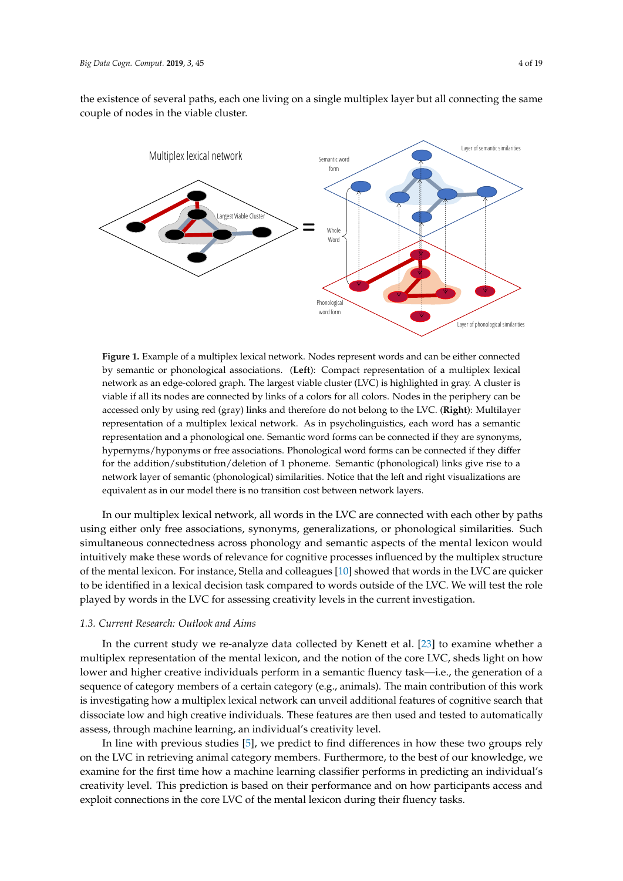the existence of several paths, each one living on a single multiplex layer but all connecting the same couple of nodes in the viable cluster.

**Figure 1.** Example of a multiplex lexical network. Nodes represent words and can be either connected by semantic or phonological associations. (**Left**): Compact representation of a multiplex lexical network as an edge-colored graph. The largest viable cluster (LVC) is highlighted in gray. A cluster is viable if all its nodes are connected by links of a colors for all colors. Nodes in the periphery can be accessed only by using red (gray) links and therefore do not belong to the LVC. (**Right**): Multilayer representation of a multiplex lexical network. As in psycholinguistics, each word has a semantic representation and a phonological one. Semantic word forms can be connected if they are synonyms, hypernyms/hyponyms or free associations. Phonological word forms can be connected if they differ for the addition/substitution/deletion of 1 phoneme. Semantic (phonological) links give rise to a network layer of semantic (phonological) similarities. Notice that the left and right visualizations are equivalent as in our model there is no transition cost between network layers.

In our multiplex lexical network, all words in the LVC are connected with each other by paths using either only free associations, synonyms, generalizations, or phonological similarities. Such simultaneous connectedness across phonology and semantic aspects of the mental lexicon would intuitively make these words of relevance for cognitive processes influenced by the multiplex structure of the mental lexicon. For instance, Stella and colleagues [10] showed that words in the LVC are quicker to be identified in a lexical decision task compared to words outside of the LVC. We will test the role played by words in the LVC for assessing creativity levels in the current investigation.

### *1.3. Current Research: Outlook and Aims*

In the current study we re-analyze data collected by Kenett et al. [23] to examine whether a multiplex representation of the mental lexicon, and the notion of the core LVC, sheds light on how lower and higher creative individuals perform in a semantic fluency task—i.e., the generation of a sequence of category members of a certain category (e.g., animals). The main contribution of this work is investigating how a multiplex lexical network can unveil additional features of cognitive search that dissociate low and high creative individuals. These features are then used and tested to automatically assess, through machine learning, an individual's creativity level.

In line with previous studies [5], we predict to find differences in how these two groups rely on the LVC in retrieving animal category members. Furthermore, to the best of our knowledge, we examine for the first time how a machine learning classifier performs in predicting an individual's creativity level. This prediction is based on their performance and on how participants access and exploit connections in the core LVC of the mental lexicon during their fluency tasks.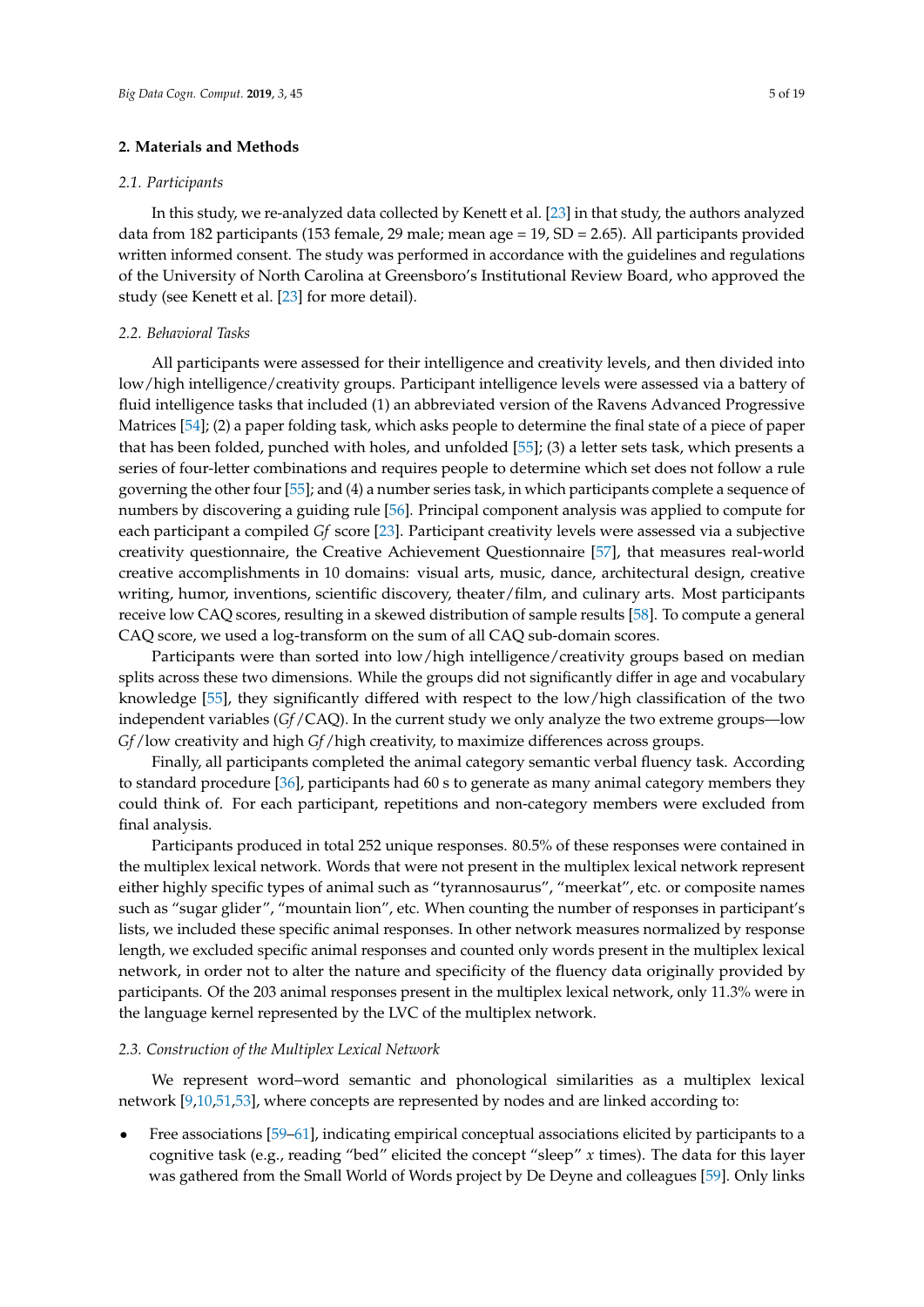## 2. Materials and Methods

### 2.1. Participants

In this study, we re-analyzed data collected by Kenett et al. [23] in that study, the authors analyzed data from 182 participants (153 female, 29 male; mean age = 19, SD = 2.65). All participants provided written informed consent. The study was performed in accordance with the guidelines and regulations of the University of North Carolina at Greensboro's Institutional Review Board, who approved the study (see Kenett et al. [23] for more detail).

### 2.2. Behavioral Tasks

All participants were assessed for their intelligence and creativity levels, and then divided into low/high intelligence/creativity groups. Participant intelligence levels were assessed via a battery of fluid intelligence tasks that included (1) an abbreviated version of the Ravens Advanced Progressive Matrices [54]; (2) a paper folding task, which asks people to determine the final state of a piece of paper that has been folded, punched with holes, and unfolded [55]; (3) a letter sets task, which presents a series of four-letter combinations and requires people to determine which set does not follow a rule governing the other four [55]; and (4) a number series task, in which participants complete a sequence of numbers by discovering a guiding rule [56]. Principal component analysis was applied to compute for each participant a compiled *Gf* score [23]. Participant creativity levels were assessed via a subjective creativity questionnaire, the Creative Achievement Questionnaire [57], that measures real-world creative accomplishments in 10 domains: visual arts, music, dance, architectural design, creative writing, humor, inventions, scientific discovery, theater/film, and culinary arts. Most participants receive low CAQ scores, resulting in a skewed distribution of sample results [58]. To compute a general CAQ score, we used a log-transform on the sum of all CAQ sub-domain scores.

Participants were than sorted into low/high intelligence/creativity groups based on median splits across these two dimensions. While the groups did not significantly differ in age and vocabulary knowledge [55], they significantly differed with respect to the low/high classification of the two independent variables (*Gf*/CAQ). In the current study we only analyze the two extreme groups—low *Gf*/low creativity and high *Gf*/high creativity, to maximize differences across groups.

Finally, all participants completed the animal category semantic verbal fluency task. According to standard procedure [36], participants had 60 s to generate as many animal category members they could think of. For each participant, repetitions and non-category members were excluded from final analysis.

Participants produced in total 252 unique responses. 80.5% of these responses were contained in the multiplex lexical network. Words that were not present in the multiplex lexical network represent either highly specific types of animal such as "tyrannosaurus", "meerkat", etc. or composite names such as "sugar glider", "mountain lion", etc. When counting the number of responses in participant's lists, we included these specific animal responses. In other network measures normalized by response length, we excluded specific animal responses and counted only words present in the multiplex lexical network, in order not to alter the nature and specificity of the fluency data originally provided by participants. Of the 203 animal responses present in the multiplex lexical network, only 11.3% were in the language kernel represented by the LVC of the multiplex network.

### 2.3. Construction of the Multiplex Lexical Network

We represent word–word semantic and phonological similarities as a multiplex lexical network [9,10,51,53], where concepts are represented by nodes and are linked according to:

- Free associations [59–61], indicating empirical conceptual associations elicited by participants to a cognitive task (e.g., reading "bed" elicited the concept "sleep" $x$ times). The data for this layer was gathered from the Small World of Words project by De Deyne and colleagues [59]. Only links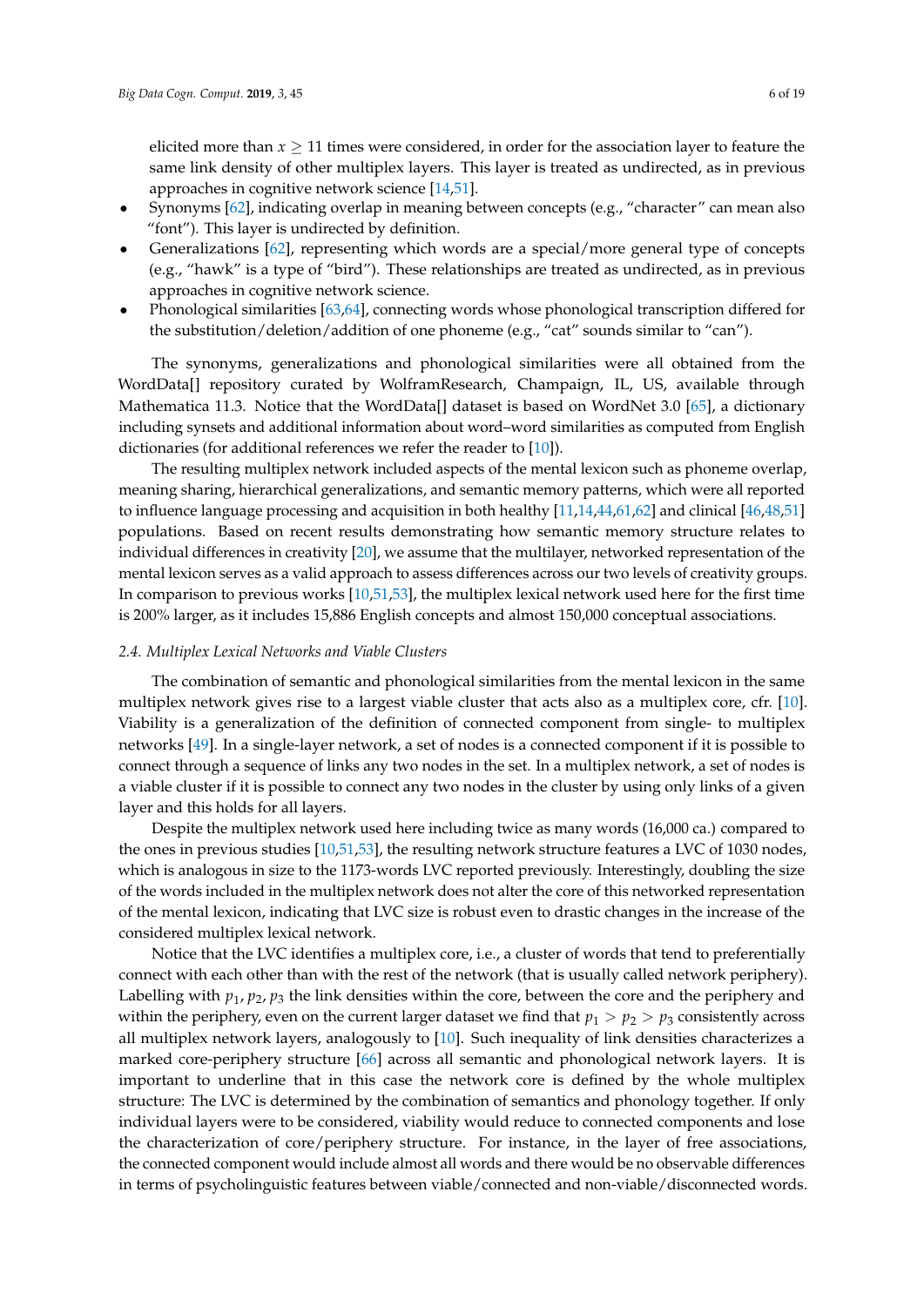elicited more than $x \geq 11$ times were considered, in order for the association layer to feature the same link density of other multiplex layers. This layer is treated as undirected, as in previous approaches in cognitive network science [14,51].

- Synonyms [62], indicating overlap in meaning between concepts (e.g., "character" can mean also "font"). This layer is undirected by definition.
- Generalizations [62], representing which words are a special/more general type of concepts (e.g., "hawk" is a type of "bird"). These relationships are treated as undirected, as in previous approaches in cognitive network science.
- Phonological similarities [63,64], connecting words whose phonological transcription differed for the substitution/deletion/addition of one phoneme (e.g., "cat" sounds similar to "can").

The synonyms, generalizations and phonological similarities were all obtained from the WordData[] repository curated by WolframResearch, Champaign, IL, US, available through Mathematica 11.3. Notice that the WordData[] dataset is based on WordNet 3.0 [65], a dictionary including synsets and additional information about word–word similarities as computed from English dictionaries (for additional references we refer the reader to [10]).

The resulting multiplex network included aspects of the mental lexicon such as phoneme overlap, meaning sharing, hierarchical generalizations, and semantic memory patterns, which were all reported to influence language processing and acquisition in both healthy [11,14,44,61,62] and clinical [46,48,51] populations. Based on recent results demonstrating how semantic memory structure relates to individual differences in creativity [20], we assume that the multilayer, networked representation of the mental lexicon serves as a valid approach to assess differences across our two levels of creativity groups. In comparison to previous works [10,51,53], the multiplex lexical network used here for the first time is 200% larger, as it includes 15,886 English concepts and almost 150,000 conceptual associations.

### 2.4. Multiplex Lexical Networks and Viable Clusters

The combination of semantic and phonological similarities from the mental lexicon in the same multiplex network gives rise to a largest viable cluster that acts also as a multiplex core, cfr. [10]. Viability is a generalization of the definition of connected component from single- to multiplex networks [49]. In a single-layer network, a set of nodes is a connected component if it is possible to connect through a sequence of links any two nodes in the set. In a multiplex network, a set of nodes is a viable cluster if it is possible to connect any two nodes in the cluster by using only links of a given layer and this holds for all layers.

Despite the multiplex network used here including twice as many words (16,000 ca.) compared to the ones in previous studies [10,51,53], the resulting network structure features a LVC of 1030 nodes, which is analogous in size to the 1173-words LVC reported previously. Interestingly, doubling the size of the words included in the multiplex network does not alter the core of this networked representation of the mental lexicon, indicating that LVC size is robust even to drastic changes in the increase of the considered multiplex lexical network.

Notice that the LVC identifies a multiplex core, i.e., a cluster of words that tend to preferentially connect with each other than with the rest of the network (that is usually called network periphery). Labelling with $p_1, p_2, p_3$ the link densities within the core, between the core and the periphery and within the periphery, even on the current larger dataset we find that $p_1 > p_2 > p_3$ consistently across all multiplex network layers, analogously to [10]. Such inequality of link densities characterizes a marked core-periphery structure [66] across all semantic and phonological network layers. It is important to underline that in this case the network core is defined by the whole multiplex structure: The LVC is determined by the combination of semantics and phonology together. If only individual layers were to be considered, viability would reduce to connected components and lose the characterization of core/periphery structure. For instance, in the layer of free associations, the connected component would include almost all words and there would be no observable differences in terms of psycholinguistic features between viable/connected and non-viable/disconnected words.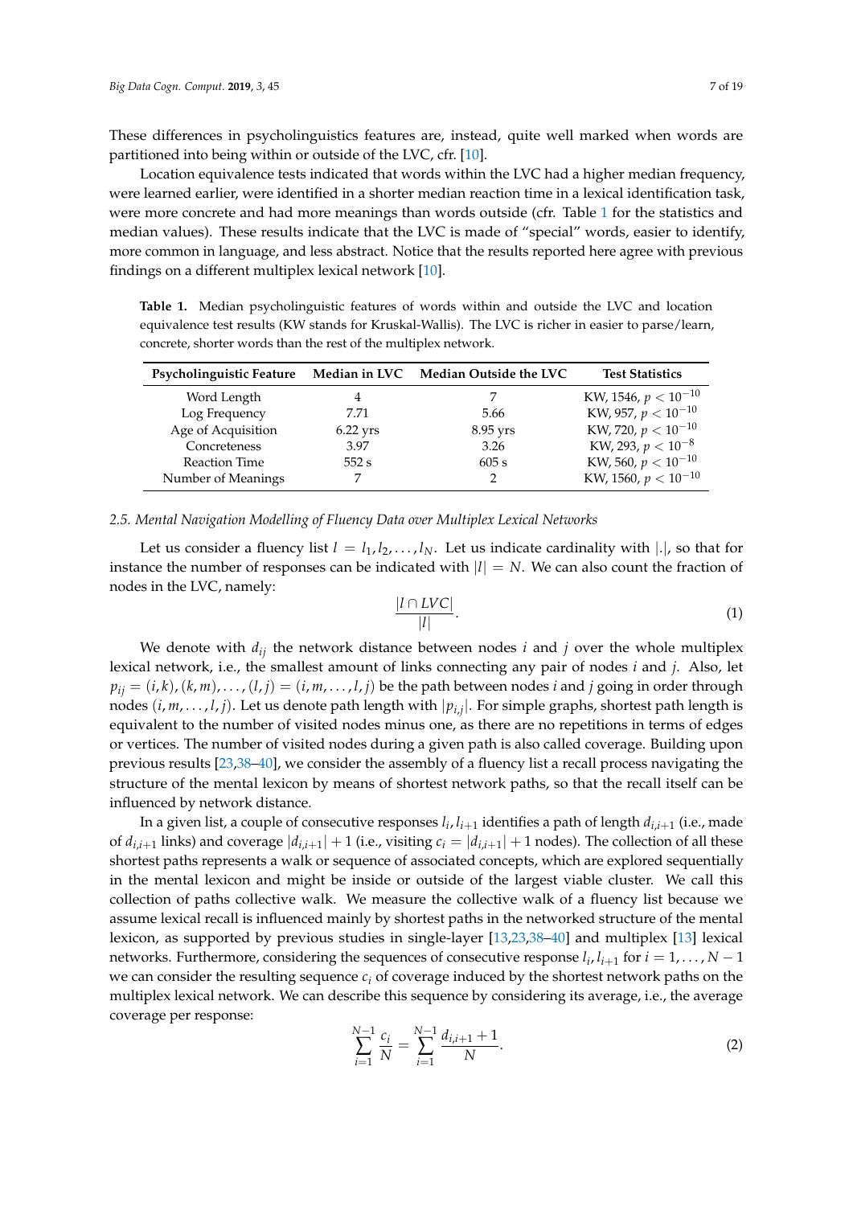These differences in psycholinguistics features are, instead, quite well marked when words are partitioned into being within or outside of the LVC, cfr. [10].

Location equivalence tests indicated that words within the LVC had a higher median frequency, were learned earlier, were identified in a shorter median reaction time in a lexical identification task, were more concrete and had more meanings than words outside (cfr. Table 1 for the statistics and median values). These results indicate that the LVC is made of "special" words, easier to identify, more common in language, and less abstract. Notice that the results reported here agree with previous findings on a different multiplex lexical network [10].

**Table 1.** Median psycholinguistic features of words within and outside the LVC and location equivalence test results (KW stands for Kruskal-Wallis). The LVC is richer in easier to parse/learn, concrete, shorter words than the rest of the multiplex network.

| Psycholinguistic Feature | Median in LVC | Median Outside the LVC | Test Statistics |
|---|---|---|---|
| Word Length | 4 | 7 | KW, 1546, $p < 10^{-10}$ |
| Log Frequency | 7.71 | 5.66 | KW, 957, $p < 10^{-10}$ |
| Age of Acquisition | 6.22 yrs | 8.95 yrs | KW, 720, $p < 10^{-10}$ |
| Concreteness | 3.97 | 3.26 | KW, 293, $p < 10^{-8}$ |
| Reaction Time | 552 s | 605 s | KW, 560, $p < 10^{-10}$ |
| Number of Meanings | 7 | 2 | KW, 1560, $p < 10^{-10}$ |

### *2.5. Mental Navigation Modelling of Fluency Data over Multiplex Lexical Networks*

Let us consider a fluency list $l = l_1, l_2, \ldots, l_N$. Let us indicate cardinality with $|.|$, so that for instance the number of responses can be indicated with $|l| = N$. We can also count the fraction of nodes in the LVC, namely:

$$\frac{|l \cap LVC|}{|l|}. \tag{1}$$

We denote with $d_{ij}$ the network distance between nodes $i$ and $j$ over the whole multiplex lexical network, i.e., the smallest amount of links connecting any pair of nodes $i$ and $j$. Also, let $p_{ij} = (i,k),(k,m),\ldots,(l,j) = (i,m,\ldots,l,j)$ be the path between nodes $i$ and $j$ going in order through nodes $(i,m,\ldots,l,j)$. Let us denote path length with $|p_{i,j}|$. For simple graphs, shortest path length is equivalent to the number of visited nodes minus one, as there are no repetitions in terms of edges or vertices. The number of visited nodes during a given path is also called coverage. Building upon previous results [23,38–40], we consider the assembly of a fluency list a recall process navigating the structure of the mental lexicon by means of shortest network paths, so that the recall itself can be influenced by network distance.

In a given list, a couple of consecutive responses $l_i, l_{i+1}$ identifies a path of length $d_{i,i+1}$ (i.e., made of $d_{i,i+1}$ links) and coverage $|d_{i,i+1}| + 1$ (i.e., visiting $c_i = |d_{i,i+1}| + 1$ nodes). The collection of all these shortest paths represents a walk or sequence of associated concepts, which are explored sequentially in the mental lexicon and might be inside or outside of the largest viable cluster. We call this collection of paths collective walk. We measure the collective walk of a fluency list because we assume lexical recall is influenced mainly by shortest paths in the networked structure of the mental lexicon, as supported by previous studies in single-layer [13,23,38–40] and multiplex [13] lexical networks. Furthermore, considering the sequences of consecutive response $l_i, l_{i+1}$ for $i = 1, \ldots, N-1$ we can consider the resulting sequence $c_i$ of coverage induced by the shortest network paths on the multiplex lexical network. We can describe this sequence by considering its average, i.e., the average coverage per response:

$$\sum_{i=1}^{N-1} \frac{c_i}{N} = \sum_{i=1}^{N-1} \frac{d_{i,i+1} + 1}{N}. \tag{2}$$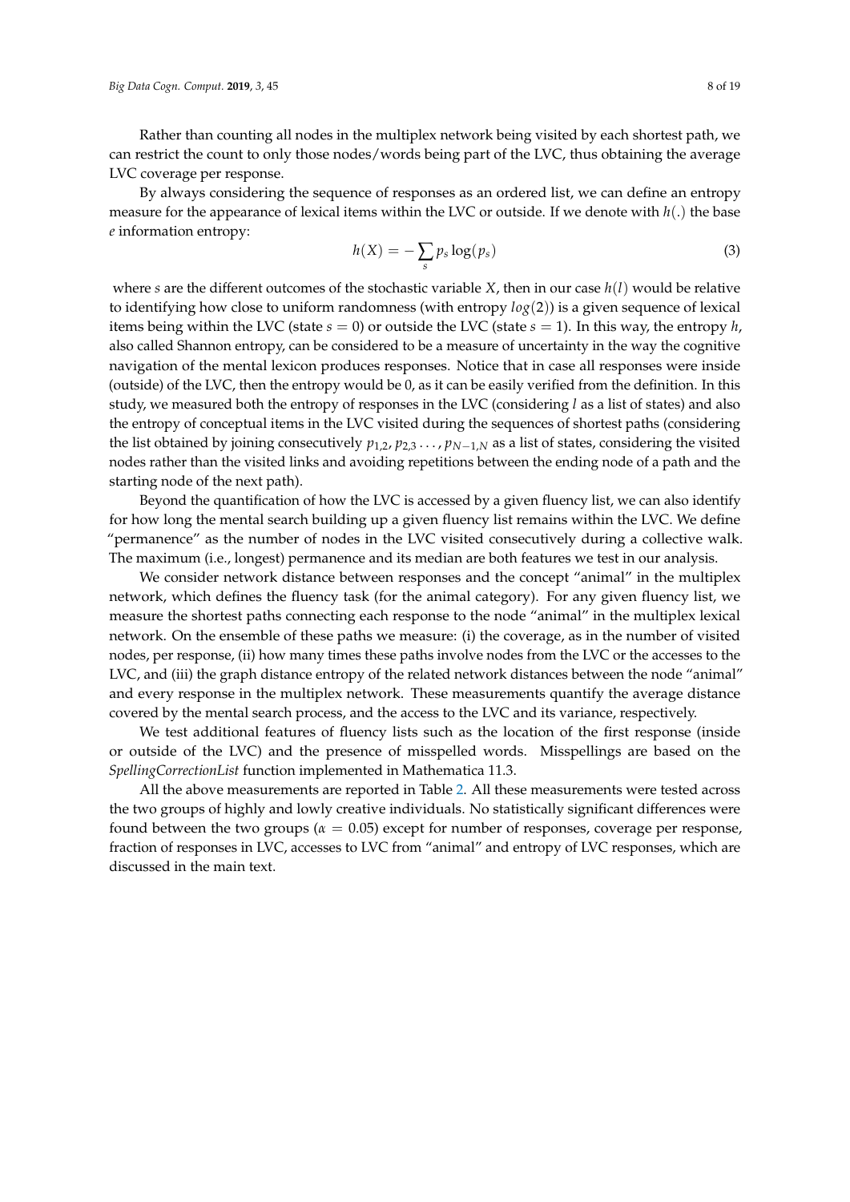Rather than counting all nodes in the multiplex network being visited by each shortest path, we can restrict the count to only those nodes/words being part of the LVC, thus obtaining the average LVC coverage per response.

By always considering the sequence of responses as an ordered list, we can define an entropy measure for the appearance of lexical items within the LVC or outside. If we denote with $h(.)$ the base $e$ information entropy:

$$h(X) = -\sum_{s} p_s \log(p_s) \tag{3}$$

where $s$ are the different outcomes of the stochastic variable $X$, then in our case $h(l)$ would be relative to identifying how close to uniform randomness (with entropy $log(2)$) is a given sequence of lexical items being within the LVC (state $s = 0$) or outside the LVC (state $s = 1$). In this way, the entropy $h$, also called Shannon entropy, can be considered to be a measure of uncertainty in the way the cognitive navigation of the mental lexicon produces responses. Notice that in case all responses were inside (outside) of the LVC, then the entropy would be 0, as it can be easily verified from the definition. In this study, we measured both the entropy of responses in the LVC (considering $l$ as a list of states) and also the entropy of conceptual items in the LVC visited during the sequences of shortest paths (considering the list obtained by joining consecutively $p_{1,2}, p_{2,3} \ldots, p_{N-1,N}$ as a list of states, considering the visited nodes rather than the visited links and avoiding repetitions between the ending node of a path and the starting node of the next path).

Beyond the quantification of how the LVC is accessed by a given fluency list, we can also identify for how long the mental search building up a given fluency list remains within the LVC. We define "permanence" as the number of nodes in the LVC visited consecutively during a collective walk. The maximum (i.e., longest) permanence and its median are both features we test in our analysis.

We consider network distance between responses and the concept "animal" in the multiplex network, which defines the fluency task (for the animal category). For any given fluency list, we measure the shortest paths connecting each response to the node "animal" in the multiplex lexical network. On the ensemble of these paths we measure: (i) the coverage, as in the number of visited nodes, per response, (ii) how many times these paths involve nodes from the LVC or the accesses to the LVC, and (iii) the graph distance entropy of the related network distances between the node "animal" and every response in the multiplex network. These measurements quantify the average distance covered by the mental search process, and the access to the LVC and its variance, respectively.

We test additional features of fluency lists such as the location of the first response (inside or outside of the LVC) and the presence of misspelled words. Misspellings are based on the *SpellingCorrectionList* function implemented in Mathematica 11.3.

All the above measurements are reported in Table 2. All these measurements were tested across the two groups of highly and lowly creative individuals. No statistically significant differences were found between the two groups ($\alpha = 0.05$) except for number of responses, coverage per response, fraction of responses in LVC, accesses to LVC from "animal" and entropy of LVC responses, which are discussed in the main text.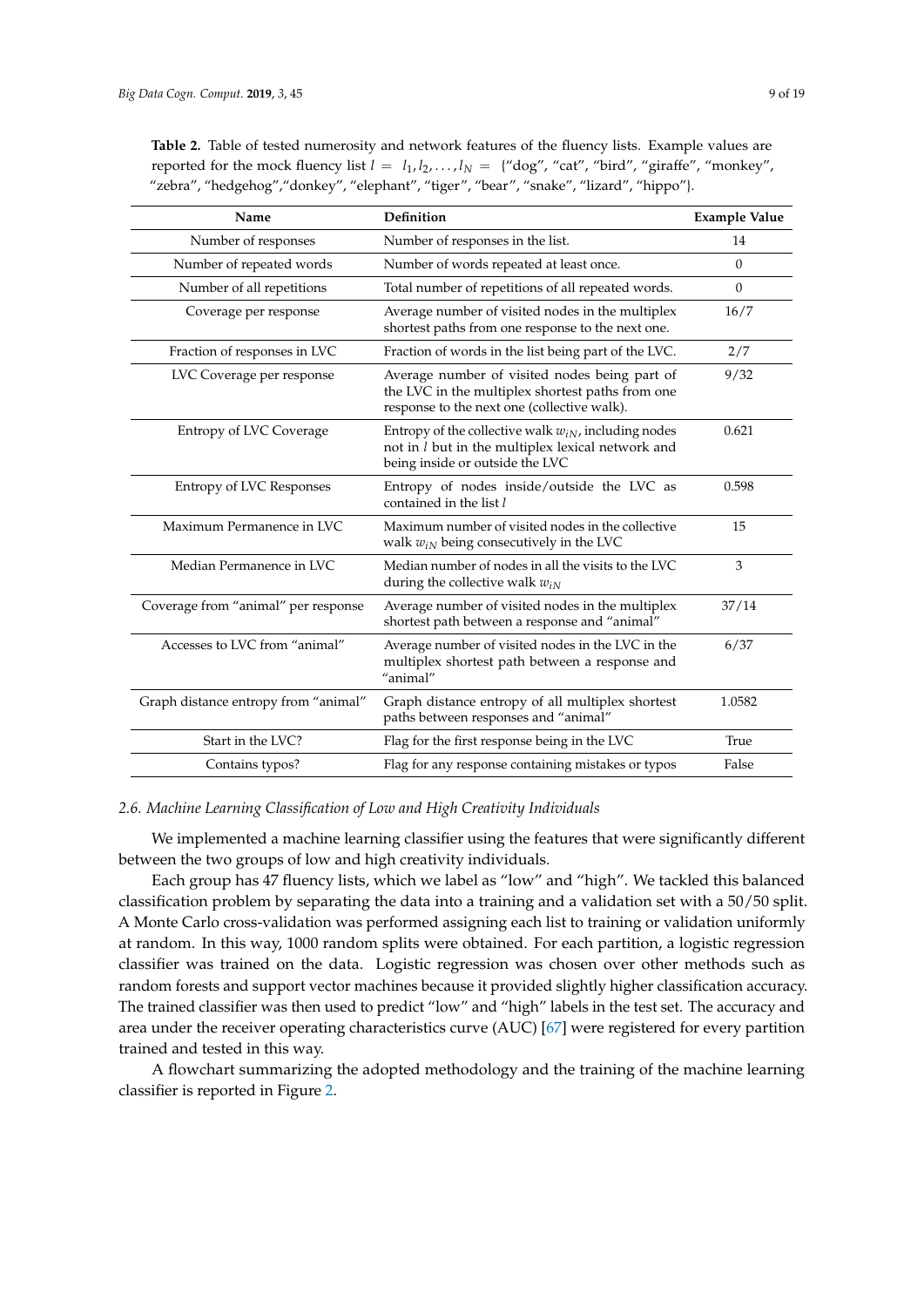**Table 2.** Table of tested numerosity and network features of the fluency lists. Example values are reported for the mock fluency list $l = l_1, l_2, \ldots, l_N =$ {"dog", "cat", "bird", "giraffe", "monkey", "zebra", "hedgehog","donkey", "elephant", "tiger", "bear", "snake", "lizard", "hippo"}.

| Name | Definition | Example Value |
|---|---|---|
| Number of responses | Number of responses in the list. | 14 |
| Number of repeated words | Number of words repeated at least once. | 0 |
| Number of all repetitions | Total number of repetitions of all repeated words. | 0 |
| Coverage per response | Average number of visited nodes in the multiplex shortest paths from one response to the next one. | 16/7 |
| Fraction of responses in LVC | Fraction of words in the list being part of the LVC. | 2/7 |
| LVC Coverage per response | Average number of visited nodes being part of the LVC in the multiplex shortest paths from one response to the next one (collective walk). | 9/32 |
| Entropy of LVC Coverage | Entropy of the collective walk $w_{iN}$, including nodes not in $l$ but in the multiplex lexical network and being inside or outside the LVC | 0.621 |
| Entropy of LVC Responses | Entropy of nodes inside/outside the LVC as contained in the list $l$ | 0.598 |
| Maximum Permanence in LVC | Maximum number of visited nodes in the collective walk $w_{iN}$ being consecutively in the LVC | 15 |
| Median Permanence in LVC | Median number of nodes in all the visits to the LVC during the collective walk $w_{iN}$ | 3 |
| Coverage from "animal" per response | Average number of visited nodes in the multiplex shortest path between a response and "animal" | 37/14 |
| Accesses to LVC from "animal" | Average number of visited nodes in the LVC in the multiplex shortest path between a response and "animal" | 6/37 |
| Graph distance entropy from "animal" | Graph distance entropy of all multiplex shortest paths between responses and "animal" | 1.0582 |
| Start in the LVC? | Flag for the first response being in the LVC | True |
| Contains typos? | Flag for any response containing mistakes or typos | False |

### *2.6. Machine Learning Classification of Low and High Creativity Individuals*

We implemented a machine learning classifier using the features that were significantly different between the two groups of low and high creativity individuals.

Each group has 47 fluency lists, which we label as "low" and "high". We tackled this balanced classification problem by separating the data into a training and a validation set with a 50/50 split. A Monte Carlo cross-validation was performed assigning each list to training or validation uniformly at random. In this way, 1000 random splits were obtained. For each partition, a logistic regression classifier was trained on the data. Logistic regression was chosen over other methods such as random forests and support vector machines because it provided slightly higher classification accuracy. The trained classifier was then used to predict "low" and "high" labels in the test set. The accuracy and area under the receiver operating characteristics curve (AUC) [67] were registered for every partition trained and tested in this way.

A flowchart summarizing the adopted methodology and the training of the machine learning classifier is reported in Figure 2.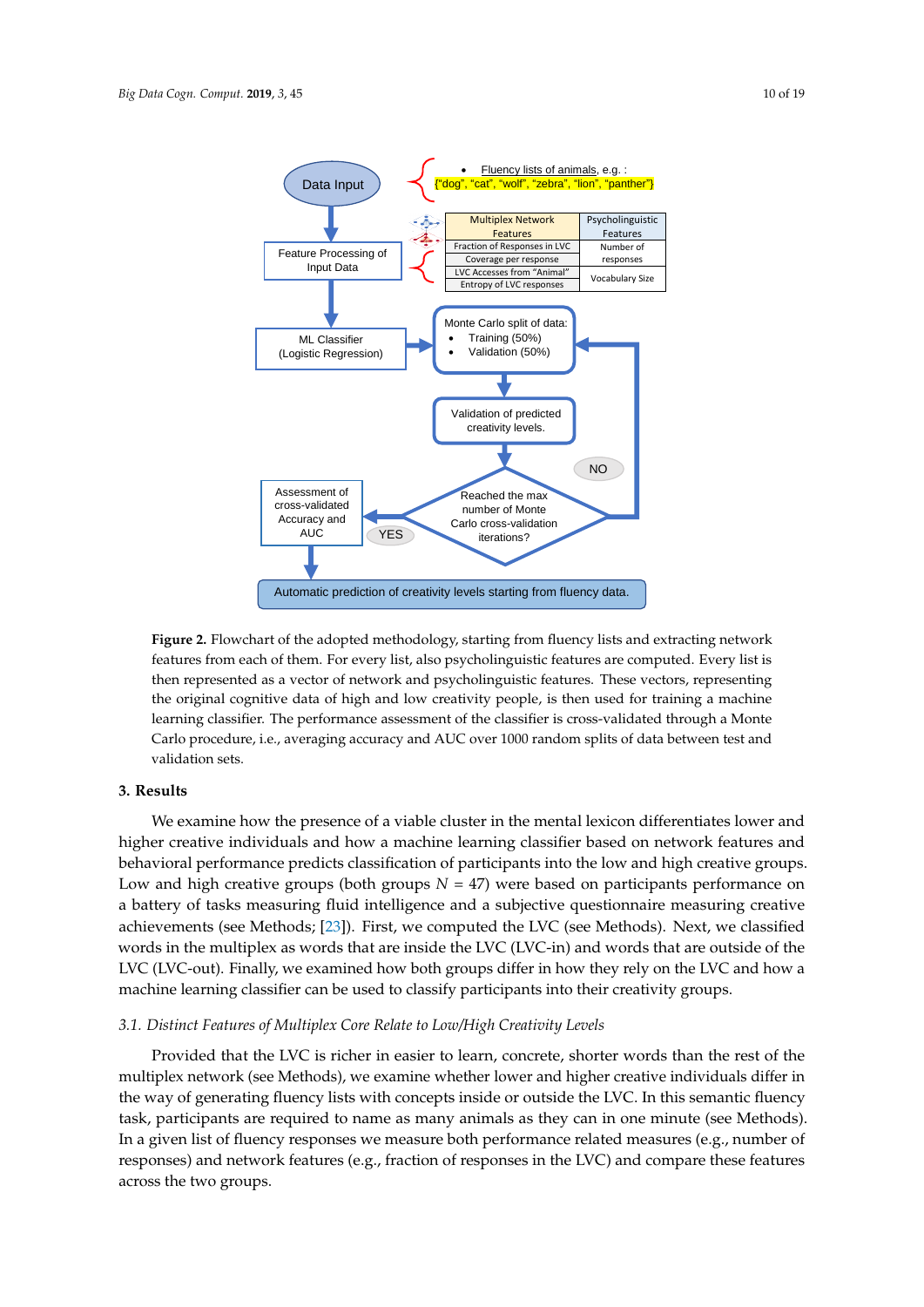Data Input

Fluency lists of animals, e.g. :
{"dog", "cat", "wolf", "zebra", "lion", "panther"}

Feature Processing of Input Data

| Multiplex Network Features | Psycholinguistic Features |
|---|---|
| Fraction of Responses in LVC | Number of responses |
| Coverage per response | |
| LVC Accesses from "Animal" | Vocabulary Size |
| Entropy of LVC responses | |

ML Classifier (Logistic Regression)

Monte Carlo split of data:
- Training (50%)
- Validation (50%)

Validation of predicted creativity levels.

Reached the max number of Monte Carlo cross-validation iterations?

NO

YES

Assessment of cross-validated Accuracy and AUC

Automatic prediction of creativity levels starting from fluency data.

**Figure 2.** Flowchart of the adopted methodology, starting from fluency lists and extracting network features from each of them. For every list, also psycholinguistic features are computed. Every list is then represented as a vector of network and psycholinguistic features. These vectors, representing the original cognitive data of high and low creativity people, is then used for training a machine learning classifier. The performance assessment of the classifier is cross-validated through a Monte Carlo procedure, i.e., averaging accuracy and AUC over 1000 random splits of data between test and validation sets.

## 3. Results

We examine how the presence of a viable cluster in the mental lexicon differentiates lower and higher creative individuals and how a machine learning classifier based on network features and behavioral performance predicts classification of participants into the low and high creative groups. Low and high creative groups (both groups $N = 47$) were based on participants performance on a battery of tasks measuring fluid intelligence and a subjective questionnaire measuring creative achievements (see Methods; [23]). First, we computed the LVC (see Methods). Next, we classified words in the multiplex as words that are inside the LVC (LVC-in) and words that are outside of the LVC (LVC-out). Finally, we examined how both groups differ in how they rely on the LVC and how a machine learning classifier can be used to classify participants into their creativity groups.

### *3.1. Distinct Features of Multiplex Core Relate to Low/High Creativity Levels*

Provided that the LVC is richer in easier to learn, concrete, shorter words than the rest of the multiplex network (see Methods), we examine whether lower and higher creative individuals differ in the way of generating fluency lists with concepts inside or outside the LVC. In this semantic fluency task, participants are required to name as many animals as they can in one minute (see Methods). In a given list of fluency responses we measure both performance related measures (e.g., number of responses) and network features (e.g., fraction of responses in the LVC) and compare these features across the two groups.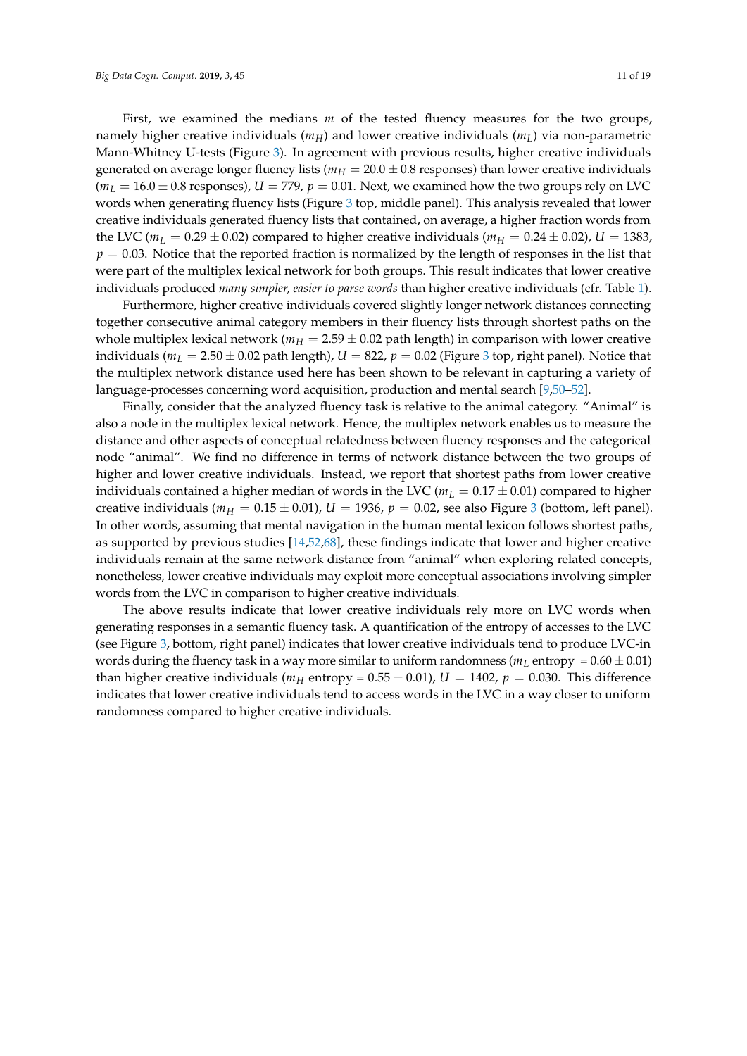First, we examined the medians $m$ of the tested fluency measures for the two groups, namely higher creative individuals ($m_H$) and lower creative individuals ($m_L$) via non-parametric Mann-Whitney U-tests (Figure 3). In agreement with previous results, higher creative individuals generated on average longer fluency lists ($m_H = 20.0 \pm 0.8$ responses) than lower creative individuals ($m_L = 16.0 \pm 0.8$ responses), $U = 779$, $p = 0.01$. Next, we examined how the two groups rely on LVC words when generating fluency lists (Figure 3 top, middle panel). This analysis revealed that lower creative individuals generated fluency lists that contained, on average, a higher fraction words from the LVC ($m_L = 0.29 \pm 0.02$) compared to higher creative individuals ($m_H = 0.24 \pm 0.02$), $U = 1383$, $p = 0.03$. Notice that the reported fraction is normalized by the length of responses in the list that were part of the multiplex lexical network for both groups. This result indicates that lower creative individuals produced *many simpler, easier to parse words* than higher creative individuals (cfr. Table 1).

Furthermore, higher creative individuals covered slightly longer network distances connecting together consecutive animal category members in their fluency lists through shortest paths on the whole multiplex lexical network ($m_H = 2.59 \pm 0.02$ path length) in comparison with lower creative individuals ($m_L = 2.50 \pm 0.02$ path length), $U = 822$, $p = 0.02$ (Figure 3 top, right panel). Notice that the multiplex network distance used here has been shown to be relevant in capturing a variety of language-processes concerning word acquisition, production and mental search [9,50–52].

Finally, consider that the analyzed fluency task is relative to the animal category. "Animal" is also a node in the multiplex lexical network. Hence, the multiplex network enables us to measure the distance and other aspects of conceptual relatedness between fluency responses and the categorical node "animal". We find no difference in terms of network distance between the two groups of higher and lower creative individuals. Instead, we report that shortest paths from lower creative individuals contained a higher median of words in the LVC ($m_L = 0.17 \pm 0.01$) compared to higher creative individuals ($m_H = 0.15 \pm 0.01$), $U = 1936$, $p = 0.02$, see also Figure 3 (bottom, left panel). In other words, assuming that mental navigation in the human mental lexicon follows shortest paths, as supported by previous studies [14,52,68], these findings indicate that lower and higher creative individuals remain at the same network distance from "animal" when exploring related concepts, nonetheless, lower creative individuals may exploit more conceptual associations involving simpler words from the LVC in comparison to higher creative individuals.

The above results indicate that lower creative individuals rely more on LVC words when generating responses in a semantic fluency task. A quantification of the entropy of accesses to the LVC (see Figure 3, bottom, right panel) indicates that lower creative individuals tend to produce LVC-in words during the fluency task in a way more similar to uniform randomness ($m_L$ entropy $= 0.60 \pm 0.01$) than higher creative individuals ($m_H$ entropy = $0.55 \pm 0.01$), $U = 1402$, $p = 0.030$. This difference indicates that lower creative individuals tend to access words in the LVC in a way closer to uniform randomness compared to higher creative individuals.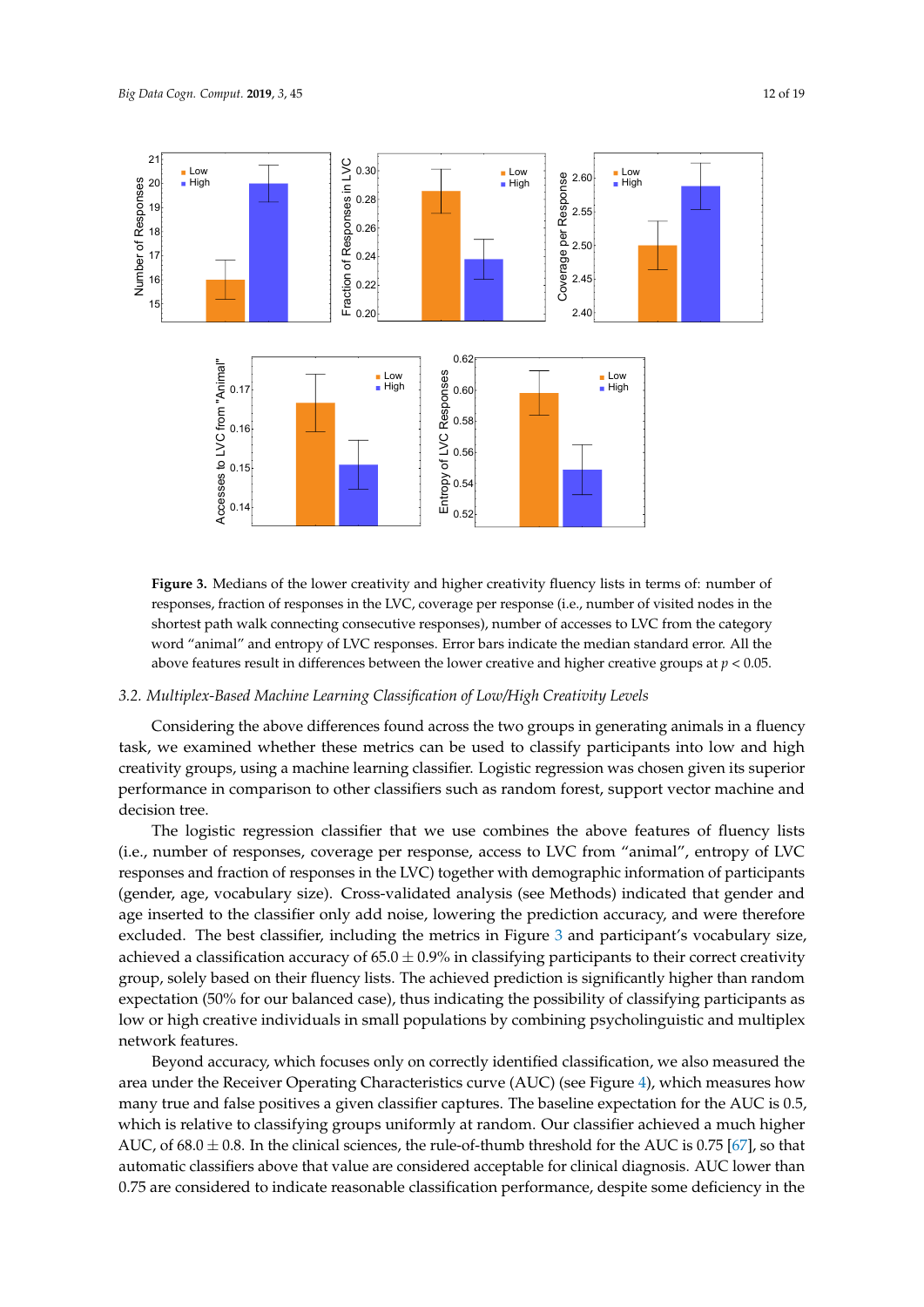**Figure 3.** Medians of the lower creativity and higher creativity fluency lists in terms of: number of responses, fraction of responses in the LVC, coverage per response (i.e., number of visited nodes in the shortest path walk connecting consecutive responses), number of accesses to LVC from the category word "animal" and entropy of LVC responses. Error bars indicate the median standard error. All the above features result in differences between the lower creative and higher creative groups at $p < 0.05$.

### *3.2. Multiplex-Based Machine Learning Classification of Low/High Creativity Levels*

Considering the above differences found across the two groups in generating animals in a fluency task, we examined whether these metrics can be used to classify participants into low and high creativity groups, using a machine learning classifier. Logistic regression was chosen given its superior performance in comparison to other classifiers such as random forest, support vector machine and decision tree.

The logistic regression classifier that we use combines the above features of fluency lists (i.e., number of responses, coverage per response, access to LVC from "animal", entropy of LVC responses and fraction of responses in the LVC) together with demographic information of participants (gender, age, vocabulary size). Cross-validated analysis (see Methods) indicated that gender and age inserted to the classifier only add noise, lowering the prediction accuracy, and were therefore excluded. The best classifier, including the metrics in Figure 3 and participant's vocabulary size, achieved a classification accuracy of $65.0 \pm 0.9\%$ in classifying participants to their correct creativity group, solely based on their fluency lists. The achieved prediction is significantly higher than random expectation (50% for our balanced case), thus indicating the possibility of classifying participants as low or high creative individuals in small populations by combining psycholinguistic and multiplex network features.

Beyond accuracy, which focuses only on correctly identified classification, we also measured the area under the Receiver Operating Characteristics curve (AUC) (see Figure 4), which measures how many true and false positives a given classifier captures. The baseline expectation for the AUC is 0.5, which is relative to classifying groups uniformly at random. Our classifier achieved a much higher AUC, of $68.0 \pm 0.8$. In the clinical sciences, the rule-of-thumb threshold for the AUC is 0.75 [67], so that automatic classifiers above that value are considered acceptable for clinical diagnosis. AUC lower than 0.75 are considered to indicate reasonable classification performance, despite some deficiency in the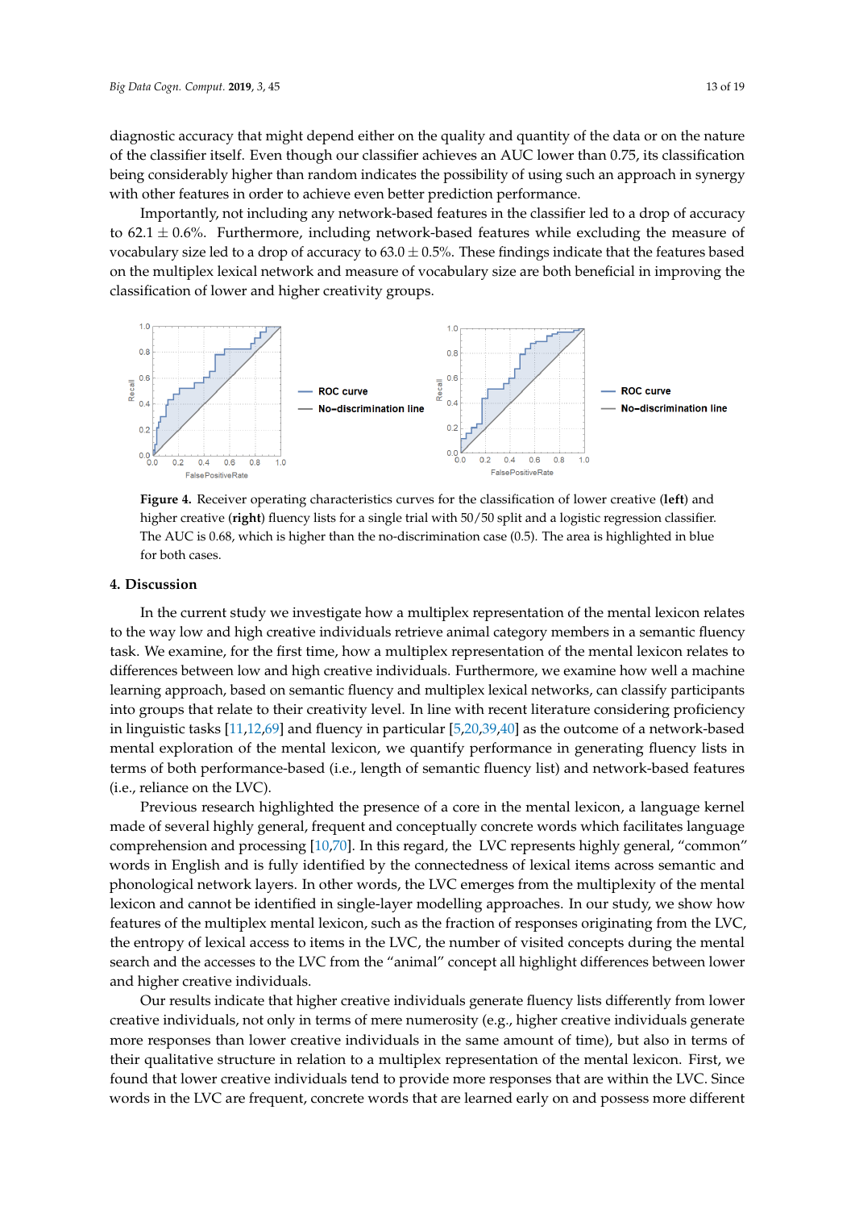diagnostic accuracy that might depend either on the quality and quantity of the data or on the nature of the classifier itself. Even though our classifier achieves an AUC lower than 0.75, its classification being considerably higher than random indicates the possibility of using such an approach in synergy with other features in order to achieve even better prediction performance.

Importantly, not including any network-based features in the classifier led to a drop of accuracy to $62.1 \pm 0.6\%$. Furthermore, including network-based features while excluding the measure of vocabulary size led to a drop of accuracy to $63.0 \pm 0.5\%$. These findings indicate that the features based on the multiplex lexical network and measure of vocabulary size are both beneficial in improving the classification of lower and higher creativity groups.

1.0
0.8
0.6
0.4
0.2
0.0
Recall
0.0 0.2 0.4 0.6 0.8 1.0
FalsePositiveRate
ROC curve
No-discrimination line

1.0
0.8
0.6
0.4
0.2
0.0
Recall
0.0 0.2 0.4 0.6 0.8 1.0
FalsePositiveRate
ROC curve
No-discrimination line

**Figure 4.** Receiver operating characteristics curves for the classification of lower creative (**left**) and higher creative (**right**) fluency lists for a single trial with 50/50 split and a logistic regression classifier. The AUC is 0.68, which is higher than the no-discrimination case (0.5). The area is highlighted in blue for both cases.

## 4. Discussion

In the current study we investigate how a multiplex representation of the mental lexicon relates to the way low and high creative individuals retrieve animal category members in a semantic fluency task. We examine, for the first time, how a multiplex representation of the mental lexicon relates to differences between low and high creative individuals. Furthermore, we examine how well a machine learning approach, based on semantic fluency and multiplex lexical networks, can classify participants into groups that relate to their creativity level. In line with recent literature considering proficiency in linguistic tasks [11,12,69] and fluency in particular [5,20,39,40] as the outcome of a network-based mental exploration of the mental lexicon, we quantify performance in generating fluency lists in terms of both performance-based (i.e., length of semantic fluency list) and network-based features (i.e., reliance on the LVC).

Previous research highlighted the presence of a core in the mental lexicon, a language kernel made of several highly general, frequent and conceptually concrete words which facilitates language comprehension and processing [10,70]. In this regard, the LVC represents highly general, "common" words in English and is fully identified by the connectedness of lexical items across semantic and phonological network layers. In other words, the LVC emerges from the multiplexity of the mental lexicon and cannot be identified in single-layer modelling approaches. In our study, we show how features of the multiplex mental lexicon, such as the fraction of responses originating from the LVC, the entropy of lexical access to items in the LVC, the number of visited concepts during the mental search and the accesses to the LVC from the "animal" concept all highlight differences between lower and higher creative individuals.

Our results indicate that higher creative individuals generate fluency lists differently from lower creative individuals, not only in terms of mere numerosity (e.g., higher creative individuals generate more responses than lower creative individuals in the same amount of time), but also in terms of their qualitative structure in relation to a multiplex representation of the mental lexicon. First, we found that lower creative individuals tend to provide more responses that are within the LVC. Since words in the LVC are frequent, concrete words that are learned early on and possess more different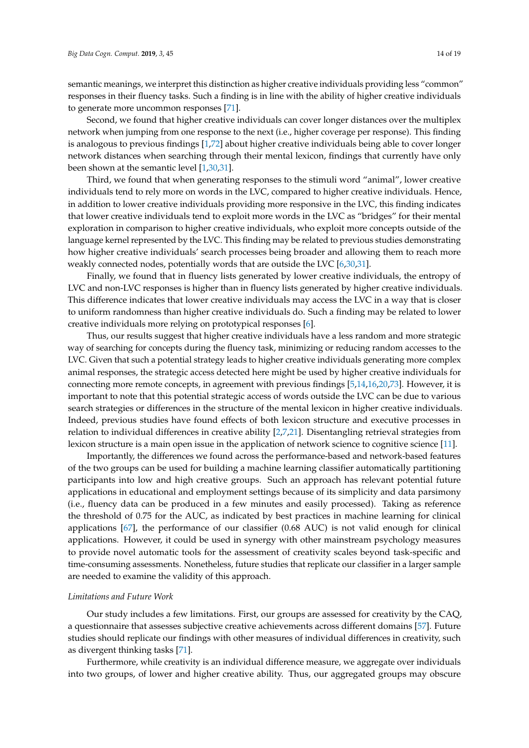semantic meanings, we interpret this distinction as higher creative individuals providing less "common" responses in their fluency tasks. Such a finding is in line with the ability of higher creative individuals to generate more uncommon responses [71].

Second, we found that higher creative individuals can cover longer distances over the multiplex network when jumping from one response to the next (i.e., higher coverage per response). This finding is analogous to previous findings [1,72] about higher creative individuals being able to cover longer network distances when searching through their mental lexicon, findings that currently have only been shown at the semantic level [1,30,31].

Third, we found that when generating responses to the stimuli word "animal", lower creative individuals tend to rely more on words in the LVC, compared to higher creative individuals. Hence, in addition to lower creative individuals providing more responsive in the LVC, this finding indicates that lower creative individuals tend to exploit more words in the LVC as "bridges" for their mental exploration in comparison to higher creative individuals, who exploit more concepts outside of the language kernel represented by the LVC. This finding may be related to previous studies demonstrating how higher creative individuals' search processes being broader and allowing them to reach more weakly connected nodes, potentially words that are outside the LVC [6,30,31].

Finally, we found that in fluency lists generated by lower creative individuals, the entropy of LVC and non-LVC responses is higher than in fluency lists generated by higher creative individuals. This difference indicates that lower creative individuals may access the LVC in a way that is closer to uniform randomness than higher creative individuals do. Such a finding may be related to lower creative individuals more relying on prototypical responses [6].

Thus, our results suggest that higher creative individuals have a less random and more strategic way of searching for concepts during the fluency task, minimizing or reducing random accesses to the LVC. Given that such a potential strategy leads to higher creative individuals generating more complex animal responses, the strategic access detected here might be used by higher creative individuals for connecting more remote concepts, in agreement with previous findings [5,14,16,20,73]. However, it is important to note that this potential strategic access of words outside the LVC can be due to various search strategies or differences in the structure of the mental lexicon in higher creative individuals. Indeed, previous studies have found effects of both lexicon structure and executive processes in relation to individual differences in creative ability [2,7,21]. Disentangling retrieval strategies from lexicon structure is a main open issue in the application of network science to cognitive science [11].

Importantly, the differences we found across the performance-based and network-based features of the two groups can be used for building a machine learning classifier automatically partitioning participants into low and high creative groups. Such an approach has relevant potential future applications in educational and employment settings because of its simplicity and data parsimony (i.e., fluency data can be produced in a few minutes and easily processed). Taking as reference the threshold of 0.75 for the AUC, as indicated by best practices in machine learning for clinical applications [67], the performance of our classifier (0.68 AUC) is not valid enough for clinical applications. However, it could be used in synergy with other mainstream psychology measures to provide novel automatic tools for the assessment of creativity scales beyond task-specific and time-consuming assessments. Nonetheless, future studies that replicate our classifier in a larger sample are needed to examine the validity of this approach.

*Limitations and Future Work*

Our study includes a few limitations. First, our groups are assessed for creativity by the CAQ, a questionnaire that assesses subjective creative achievements across different domains [57]. Future studies should replicate our findings with other measures of individual differences in creativity, such as divergent thinking tasks [71].

Furthermore, while creativity is an individual difference measure, we aggregate over individuals into two groups, of lower and higher creative ability. Thus, our aggregated groups may obscure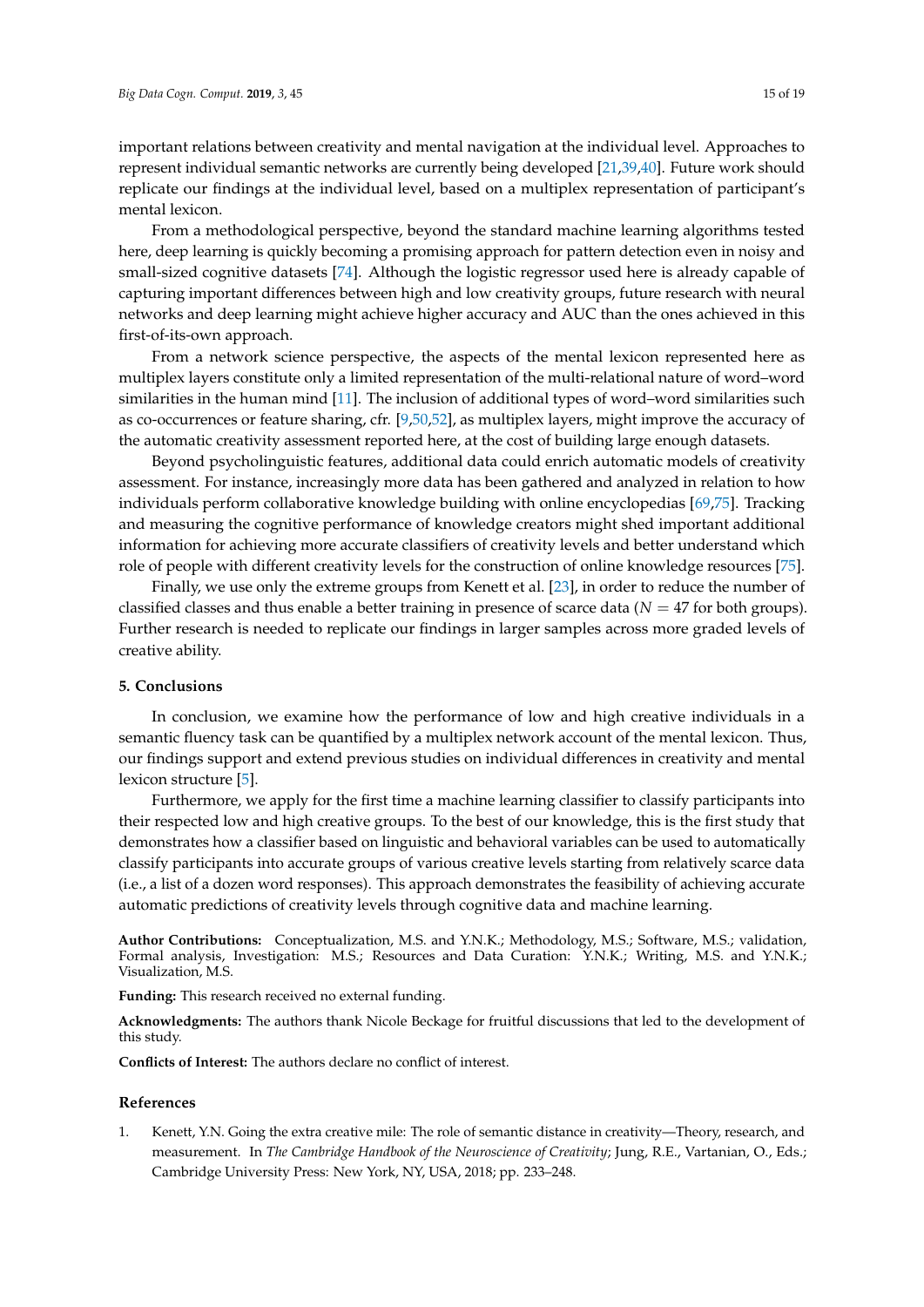important relations between creativity and mental navigation at the individual level. Approaches to represent individual semantic networks are currently being developed [21,39,40]. Future work should replicate our findings at the individual level, based on a multiplex representation of participant's mental lexicon.

From a methodological perspective, beyond the standard machine learning algorithms tested here, deep learning is quickly becoming a promising approach for pattern detection even in noisy and small-sized cognitive datasets [74]. Although the logistic regressor used here is already capable of capturing important differences between high and low creativity groups, future research with neural networks and deep learning might achieve higher accuracy and AUC than the ones achieved in this first-of-its-own approach.

From a network science perspective, the aspects of the mental lexicon represented here as multiplex layers constitute only a limited representation of the multi-relational nature of word–word similarities in the human mind [11]. The inclusion of additional types of word–word similarities such as co-occurrences or feature sharing, cfr. [9,50,52], as multiplex layers, might improve the accuracy of the automatic creativity assessment reported here, at the cost of building large enough datasets.

Beyond psycholinguistic features, additional data could enrich automatic models of creativity assessment. For instance, increasingly more data has been gathered and analyzed in relation to how individuals perform collaborative knowledge building with online encyclopedias [69,75]. Tracking and measuring the cognitive performance of knowledge creators might shed important additional information for achieving more accurate classifiers of creativity levels and better understand which role of people with different creativity levels for the construction of online knowledge resources [75].

Finally, we use only the extreme groups from Kenett et al. [23], in order to reduce the number of classified classes and thus enable a better training in presence of scarce data ($N = 47$ for both groups). Further research is needed to replicate our findings in larger samples across more graded levels of creative ability.

## 5. Conclusions

In conclusion, we examine how the performance of low and high creative individuals in a semantic fluency task can be quantified by a multiplex network account of the mental lexicon. Thus, our findings support and extend previous studies on individual differences in creativity and mental lexicon structure [5].

Furthermore, we apply for the first time a machine learning classifier to classify participants into their respected low and high creative groups. To the best of our knowledge, this is the first study that demonstrates how a classifier based on linguistic and behavioral variables can be used to automatically classify participants into accurate groups of various creative levels starting from relatively scarce data (i.e., a list of a dozen word responses). This approach demonstrates the feasibility of achieving accurate automatic predictions of creativity levels through cognitive data and machine learning.

**Author Contributions:** Conceptualization, M.S. and Y.N.K.; Methodology, M.S.; Software, M.S.; validation, Formal analysis, Investigation: M.S.; Resources and Data Curation: Y.N.K.; Writing, M.S. and Y.N.K.; Visualization, M.S.

**Funding:** This research received no external funding.

**Acknowledgments:** The authors thank Nicole Beckage for fruitful discussions that led to the development of this study.

**Conflicts of Interest:** The authors declare no conflict of interest.

## References

1. Kenett, Y.N. Going the extra creative mile: The role of semantic distance in creativity—Theory, research, and measurement. In *The Cambridge Handbook of the Neuroscience of Creativity*; Jung, R.E., Vartanian, O., Eds.; Cambridge University Press: New York, NY, USA, 2018; pp. 233–248.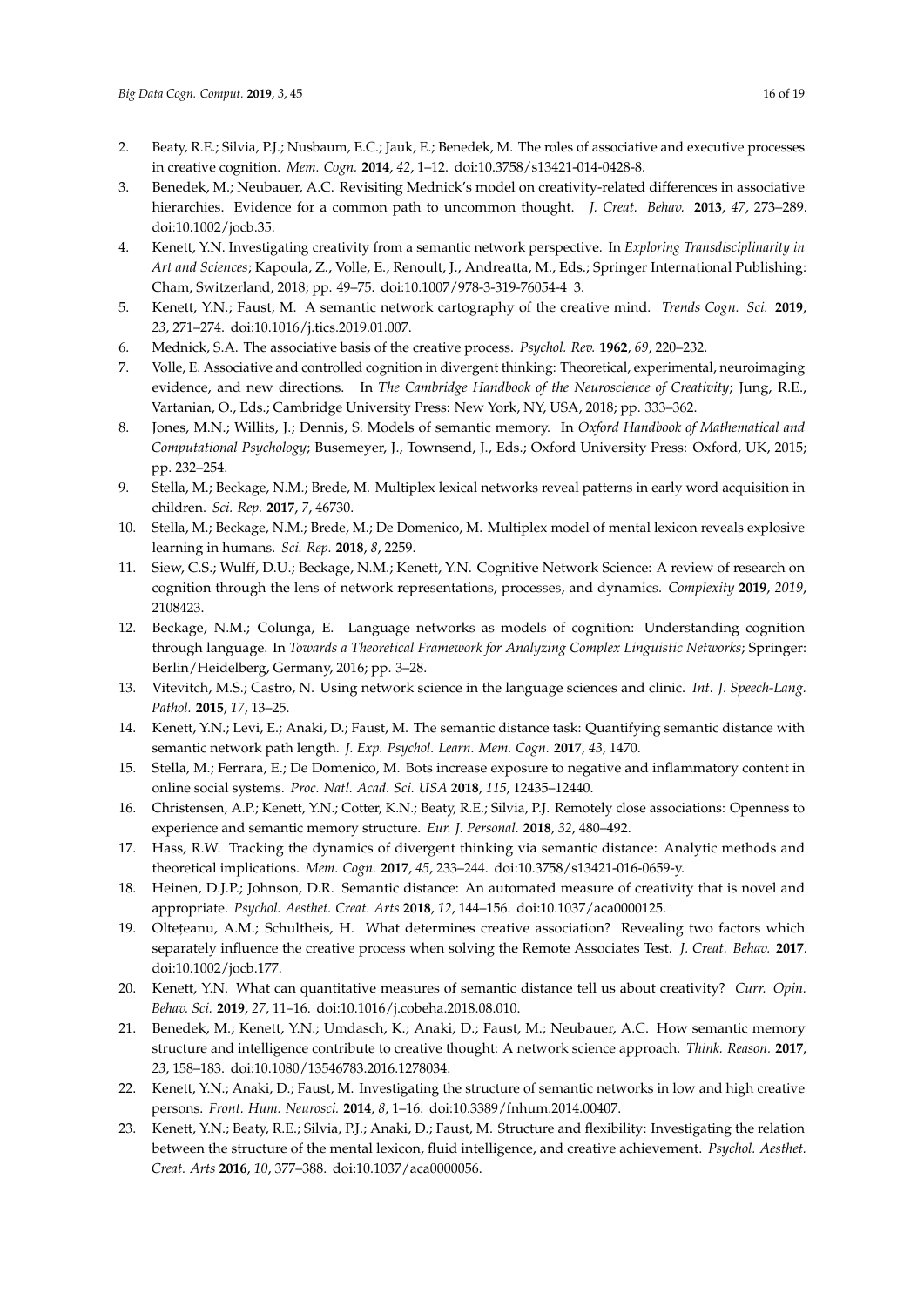2. Beaty, R.E.; Silvia, P.J.; Nusbaum, E.C.; Jauk, E.; Benedek, M. The roles of associative and executive processes in creative cognition. *Mem. Cogn.* **2014**, *42*, 1–12. doi:10.3758/s13421-014-0428-8.
3. Benedek, M.; Neubauer, A.C. Revisiting Mednick's model on creativity-related differences in associative hierarchies. Evidence for a common path to uncommon thought. *J. Creat. Behav.* **2013**, *47*, 273–289. doi:10.1002/jocb.35.
4. Kenett, Y.N. Investigating creativity from a semantic network perspective. In *Exploring Transdisciplinarity in Art and Sciences*; Kapoula, Z., Volle, E., Renoult, J., Andreatta, M., Eds.; Springer International Publishing: Cham, Switzerland, 2018; pp. 49–75. doi:10.1007/978-3-319-76054-4_3.
5. Kenett, Y.N.; Faust, M. A semantic network cartography of the creative mind. *Trends Cogn. Sci.* **2019**, *23*, 271–274. doi:10.1016/j.tics.2019.01.007.
6. Mednick, S.A. The associative basis of the creative process. *Psychol. Rev.* **1962**, *69*, 220–232.
7. Volle, E. Associative and controlled cognition in divergent thinking: Theoretical, experimental, neuroimaging evidence, and new directions. In *The Cambridge Handbook of the Neuroscience of Creativity*; Jung, R.E., Vartanian, O., Eds.; Cambridge University Press: New York, NY, USA, 2018; pp. 333–362.
8. Jones, M.N.; Willits, J.; Dennis, S. Models of semantic memory. In *Oxford Handbook of Mathematical and Computational Psychology*; Busemeyer, J., Townsend, J., Eds.; Oxford University Press: Oxford, UK, 2015; pp. 232–254.
9. Stella, M.; Beckage, N.M.; Brede, M. Multiplex lexical networks reveal patterns in early word acquisition in children. *Sci. Rep.* **2017**, *7*, 46730.
10. Stella, M.; Beckage, N.M.; Brede, M.; De Domenico, M. Multiplex model of mental lexicon reveals explosive learning in humans. *Sci. Rep.* **2018**, *8*, 2259.
11. Siew, C.S.; Wulff, D.U.; Beckage, N.M.; Kenett, Y.N. Cognitive Network Science: A review of research on cognition through the lens of network representations, processes, and dynamics. *Complexity* **2019**, *2019*, 2108423.
12. Beckage, N.M.; Colunga, E. Language networks as models of cognition: Understanding cognition through language. In *Towards a Theoretical Framework for Analyzing Complex Linguistic Networks*; Springer: Berlin/Heidelberg, Germany, 2016; pp. 3–28.
13. Vitevitch, M.S.; Castro, N. Using network science in the language sciences and clinic. *Int. J. Speech-Lang. Pathol.* **2015**, *17*, 13–25.
14. Kenett, Y.N.; Levi, E.; Anaki, D.; Faust, M. The semantic distance task: Quantifying semantic distance with semantic network path length. *J. Exp. Psychol. Learn. Mem. Cogn.* **2017**, *43*, 1470.
15. Stella, M.; Ferrara, E.; De Domenico, M. Bots increase exposure to negative and inflammatory content in online social systems. *Proc. Natl. Acad. Sci. USA* **2018**, *115*, 12435–12440.
16. Christensen, A.P.; Kenett, Y.N.; Cotter, K.N.; Beaty, R.E.; Silvia, P.J. Remotely close associations: Openness to experience and semantic memory structure. *Eur. J. Personal.* **2018**, *32*, 480–492.
17. Hass, R.W. Tracking the dynamics of divergent thinking via semantic distance: Analytic methods and theoretical implications. *Mem. Cogn.* **2017**, *45*, 233–244. doi:10.3758/s13421-016-0659-y.
18. Heinen, D.J.P.; Johnson, D.R. Semantic distance: An automated measure of creativity that is novel and appropriate. *Psychol. Aesthet. Creat. Arts* **2018**, *12*, 144–156. doi:10.1037/aca0000125.
19. Olteţeanu, A.M.; Schultheis, H. What determines creative association? Revealing two factors which separately influence the creative process when solving the Remote Associates Test. *J. Creat. Behav.* **2017**. doi:10.1002/jocb.177.
20. Kenett, Y.N. What can quantitative measures of semantic distance tell us about creativity? *Curr. Opin. Behav. Sci.* **2019**, *27*, 11–16. doi:10.1016/j.cobeha.2018.08.010.
21. Benedek, M.; Kenett, Y.N.; Umdasch, K.; Anaki, D.; Faust, M.; Neubauer, A.C. How semantic memory structure and intelligence contribute to creative thought: A network science approach. *Think. Reason.* **2017**, *23*, 158–183. doi:10.1080/13546783.2016.1278034.
22. Kenett, Y.N.; Anaki, D.; Faust, M. Investigating the structure of semantic networks in low and high creative persons. *Front. Hum. Neurosci.* **2014**, *8*, 1–16. doi:10.3389/fnhum.2014.00407.
23. Kenett, Y.N.; Beaty, R.E.; Silvia, P.J.; Anaki, D.; Faust, M. Structure and flexibility: Investigating the relation between the structure of the mental lexicon, fluid intelligence, and creative achievement. *Psychol. Aesthet. Creat. Arts* **2016**, *10*, 377–388. doi:10.1037/aca0000056.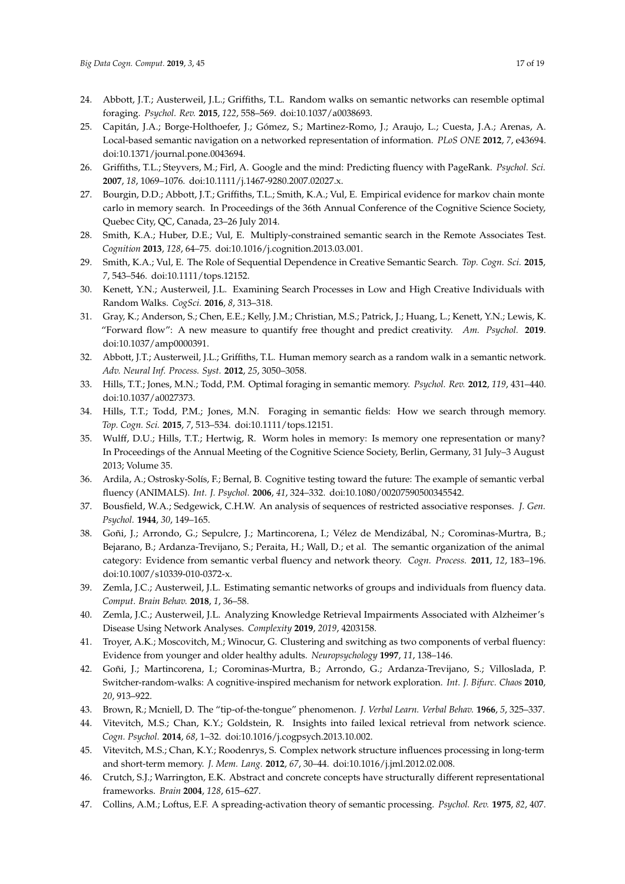24. Abbott, J.T.; Austerweil, J.L.; Griffiths, T.L. Random walks on semantic networks can resemble optimal foraging. *Psychol. Rev.* **2015**, *122*, 558–569. doi:10.1037/a0038693.
25. Capitán, J.A.; Borge-Holthoefer, J.; Gómez, S.; Martinez-Romo, J.; Araujo, L.; Cuesta, J.A.; Arenas, A. Local-based semantic navigation on a networked representation of information. *PLoS ONE* **2012**, *7*, e43694. doi:10.1371/journal.pone.0043694.
26. Griffiths, T.L.; Steyvers, M.; Firl, A. Google and the mind: Predicting fluency with PageRank. *Psychol. Sci.* **2007**, *18*, 1069–1076. doi:10.1111/j.1467-9280.2007.02027.x.
27. Bourgin, D.D.; Abbott, J.T.; Griffiths, T.L.; Smith, K.A.; Vul, E. Empirical evidence for markov chain monte carlo in memory search. In Proceedings of the 36th Annual Conference of the Cognitive Science Society, Quebec City, QC, Canada, 23–26 July 2014.
28. Smith, K.A.; Huber, D.E.; Vul, E. Multiply-constrained semantic search in the Remote Associates Test. *Cognition* **2013**, *128*, 64–75. doi:10.1016/j.cognition.2013.03.001.
29. Smith, K.A.; Vul, E. The Role of Sequential Dependence in Creative Semantic Search. *Top. Cogn. Sci.* **2015**, *7*, 543–546. doi:10.1111/tops.12152.
30. Kenett, Y.N.; Austerweil, J.L. Examining Search Processes in Low and High Creative Individuals with Random Walks. *CogSci.* **2016**, *8*, 313–318.
31. Gray, K.; Anderson, S.; Chen, E.E.; Kelly, J.M.; Christian, M.S.; Patrick, J.; Huang, L.; Kenett, Y.N.; Lewis, K. "Forward flow": A new measure to quantify free thought and predict creativity. *Am. Psychol.* **2019**. doi:10.1037/amp0000391.
32. Abbott, J.T.; Austerweil, J.L.; Griffiths, T.L. Human memory search as a random walk in a semantic network. *Adv. Neural Inf. Process. Syst.* **2012**, *25*, 3050–3058.
33. Hills, T.T.; Jones, M.N.; Todd, P.M. Optimal foraging in semantic memory. *Psychol. Rev.* **2012**, *119*, 431–440. doi:10.1037/a0027373.
34. Hills, T.T.; Todd, P.M.; Jones, M.N. Foraging in semantic fields: How we search through memory. *Top. Cogn. Sci.* **2015**, *7*, 513–534. doi:10.1111/tops.12151.
35. Wulff, D.U.; Hills, T.T.; Hertwig, R. Worm holes in memory: Is memory one representation or many? In Proceedings of the Annual Meeting of the Cognitive Science Society, Berlin, Germany, 31 July–3 August 2013; Volume 35.
36. Ardila, A.; Ostrosky-Solís, F.; Bernal, B. Cognitive testing toward the future: The example of semantic verbal fluency (ANIMALS). *Int. J. Psychol.* **2006**, *41*, 324–332. doi:10.1080/00207590500345542.
37. Bousfield, W.A.; Sedgewick, C.H.W. An analysis of sequences of restricted associative responses. *J. Gen. Psychol.* **1944**, *30*, 149–165.
38. Goñi, J.; Arrondo, G.; Sepulcre, J.; Martincorena, I.; Vélez de Mendizábal, N.; Corominas-Murtra, B.; Bejarano, B.; Ardanza-Trevijano, S.; Peraita, H.; Wall, D.; et al. The semantic organization of the animal category: Evidence from semantic verbal fluency and network theory. *Cogn. Process.* **2011**, *12*, 183–196. doi:10.1007/s10339-010-0372-x.
39. Zemla, J.C.; Austerweil, J.L. Estimating semantic networks of groups and individuals from fluency data. *Comput. Brain Behav.* **2018**, *1*, 36–58.
40. Zemla, J.C.; Austerweil, J.L. Analyzing Knowledge Retrieval Impairments Associated with Alzheimer's Disease Using Network Analyses. *Complexity* **2019**, *2019*, 4203158.
41. Troyer, A.K.; Moscovitch, M.; Winocur, G. Clustering and switching as two components of verbal fluency: Evidence from younger and older healthy adults. *Neuropsychology* **1997**, *11*, 138–146.
42. Goñi, J.; Martincorena, I.; Corominas-Murtra, B.; Arrondo, G.; Ardanza-Trevijano, S.; Villoslada, P. Switcher-random-walks: A cognitive-inspired mechanism for network exploration. *Int. J. Bifurc. Chaos* **2010**, *20*, 913–922.
43. Brown, R.; Mcniell, D. The "tip-of-the-tongue" phenomenon. *J. Verbal Learn. Verbal Behav.* **1966**, *5*, 325–337.
44. Vitevitch, M.S.; Chan, K.Y.; Goldstein, R. Insights into failed lexical retrieval from network science. *Cogn. Psychol.* **2014**, *68*, 1–32. doi:10.1016/j.cogpsych.2013.10.002.
45. Vitevitch, M.S.; Chan, K.Y.; Roodenrys, S. Complex network structure influences processing in long-term and short-term memory. *J. Mem. Lang.* **2012**, *67*, 30–44. doi:10.1016/j.jml.2012.02.008.
46. Crutch, S.J.; Warrington, E.K. Abstract and concrete concepts have structurally different representational frameworks. *Brain* **2004**, *128*, 615–627.
47. Collins, A.M.; Loftus, E.F. A spreading-activation theory of semantic processing. *Psychol. Rev.* **1975**, *82*, 407.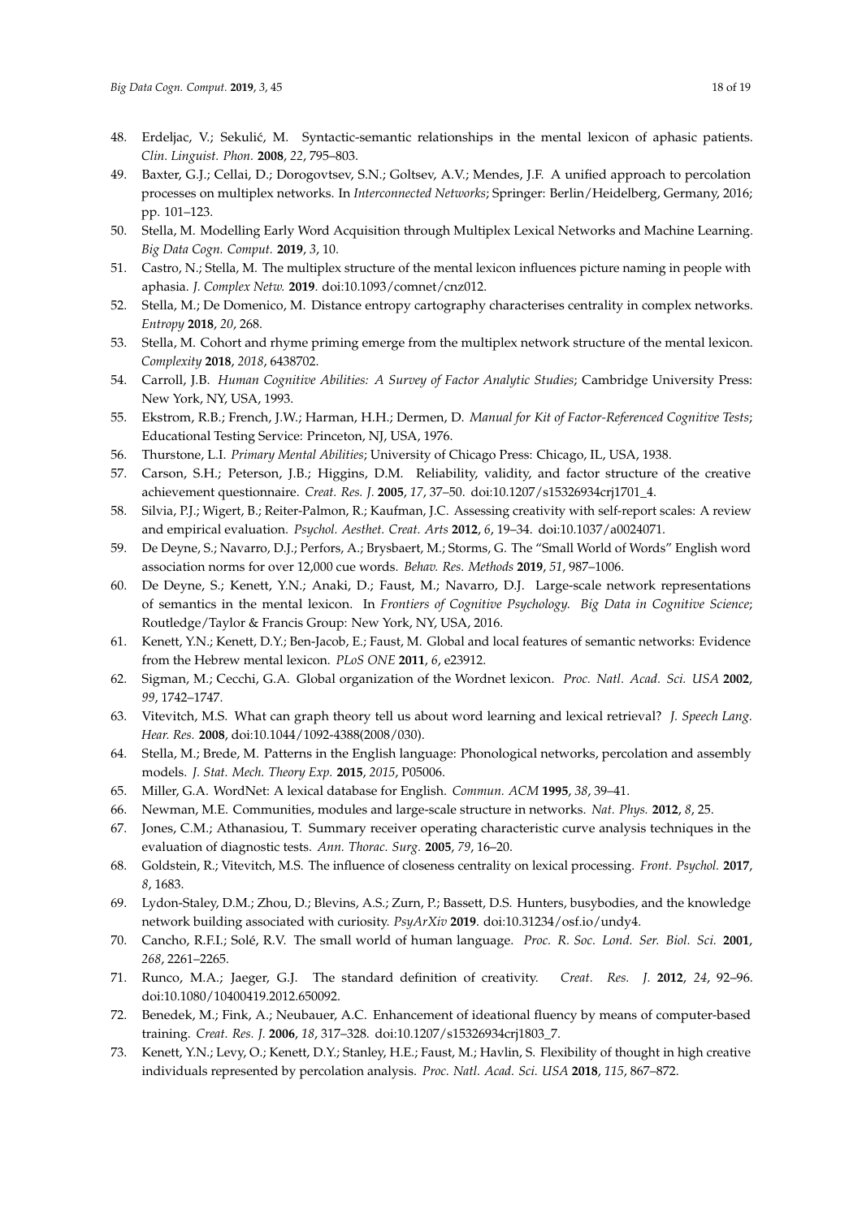48. Erdeljac, V.; Sekulić, M. Syntactic-semantic relationships in the mental lexicon of aphasic patients. *Clin. Linguist. Phon.* **2008**, *22*, 795–803.
49. Baxter, G.J.; Cellai, D.; Dorogovtsev, S.N.; Goltsev, A.V.; Mendes, J.F. A unified approach to percolation processes on multiplex networks. In *Interconnected Networks*; Springer: Berlin/Heidelberg, Germany, 2016; pp. 101–123.
50. Stella, M. Modelling Early Word Acquisition through Multiplex Lexical Networks and Machine Learning. *Big Data Cogn. Comput.* **2019**, *3*, 10.
51. Castro, N.; Stella, M. The multiplex structure of the mental lexicon influences picture naming in people with aphasia. *J. Complex Netw.* **2019**. doi:10.1093/comnet/cnz012.
52. Stella, M.; De Domenico, M. Distance entropy cartography characterises centrality in complex networks. *Entropy* **2018**, *20*, 268.
53. Stella, M. Cohort and rhyme priming emerge from the multiplex network structure of the mental lexicon. *Complexity* **2018**, *2018*, 6438702.
54. Carroll, J.B. *Human Cognitive Abilities: A Survey of Factor Analytic Studies*; Cambridge University Press: New York, NY, USA, 1993.
55. Ekstrom, R.B.; French, J.W.; Harman, H.H.; Dermen, D. *Manual for Kit of Factor-Referenced Cognitive Tests*; Educational Testing Service: Princeton, NJ, USA, 1976.
56. Thurstone, L.I. *Primary Mental Abilities*; University of Chicago Press: Chicago, IL, USA, 1938.
57. Carson, S.H.; Peterson, J.B.; Higgins, D.M. Reliability, validity, and factor structure of the creative achievement questionnaire. *Creat. Res. J.* **2005**, *17*, 37–50. doi:10.1207/s15326934crj1701_4.
58. Silvia, P.J.; Wigert, B.; Reiter-Palmon, R.; Kaufman, J.C. Assessing creativity with self-report scales: A review and empirical evaluation. *Psychol. Aesthet. Creat. Arts* **2012**, *6*, 19–34. doi:10.1037/a0024071.
59. De Deyne, S.; Navarro, D.J.; Perfors, A.; Brysbaert, M.; Storms, G. The "Small World of Words" English word association norms for over 12,000 cue words. *Behav. Res. Methods* **2019**, *51*, 987–1006.
60. De Deyne, S.; Kenett, Y.N.; Anaki, D.; Faust, M.; Navarro, D.J. Large-scale network representations of semantics in the mental lexicon. In *Frontiers of Cognitive Psychology. Big Data in Cognitive Science*; Routledge/Taylor & Francis Group: New York, NY, USA, 2016.
61. Kenett, Y.N.; Kenett, D.Y.; Ben-Jacob, E.; Faust, M. Global and local features of semantic networks: Evidence from the Hebrew mental lexicon. *PLoS ONE* **2011**, *6*, e23912.
62. Sigman, M.; Cecchi, G.A. Global organization of the Wordnet lexicon. *Proc. Natl. Acad. Sci. USA* **2002**, *99*, 1742–1747.
63. Vitevitch, M.S. What can graph theory tell us about word learning and lexical retrieval? *J. Speech Lang. Hear. Res.* **2008**, doi:10.1044/1092-4388(2008/030).
64. Stella, M.; Brede, M. Patterns in the English language: Phonological networks, percolation and assembly models. *J. Stat. Mech. Theory Exp.* **2015**, *2015*, P05006.
65. Miller, G.A. WordNet: A lexical database for English. *Commun. ACM* **1995**, *38*, 39–41.
66. Newman, M.E. Communities, modules and large-scale structure in networks. *Nat. Phys.* **2012**, *8*, 25.
67. Jones, C.M.; Athanasiou, T. Summary receiver operating characteristic curve analysis techniques in the evaluation of diagnostic tests. *Ann. Thorac. Surg.* **2005**, *79*, 16–20.
68. Goldstein, R.; Vitevitch, M.S. The influence of closeness centrality on lexical processing. *Front. Psychol.* **2017**, *8*, 1683.
69. Lydon-Staley, D.M.; Zhou, D.; Blevins, A.S.; Zurn, P.; Bassett, D.S. Hunters, busybodies, and the knowledge network building associated with curiosity. *PsyArXiv* **2019**. doi:10.31234/osf.io/undy4.
70. Cancho, R.F.I.; Solé, R.V. The small world of human language. *Proc. R. Soc. Lond. Ser. Biol. Sci.* **2001**, *268*, 2261–2265.
71. Runco, M.A.; Jaeger, G.J. The standard definition of creativity. *Creat. Res. J.* **2012**, *24*, 92–96. doi:10.1080/10400419.2012.650092.
72. Benedek, M.; Fink, A.; Neubauer, A.C. Enhancement of ideational fluency by means of computer-based training. *Creat. Res. J.* **2006**, *18*, 317–328. doi:10.1207/s15326934crj1803_7.
73. Kenett, Y.N.; Levy, O.; Kenett, D.Y.; Stanley, H.E.; Faust, M.; Havlin, S. Flexibility of thought in high creative individuals represented by percolation analysis. *Proc. Natl. Acad. Sci. USA* **2018**, *115*, 867–872.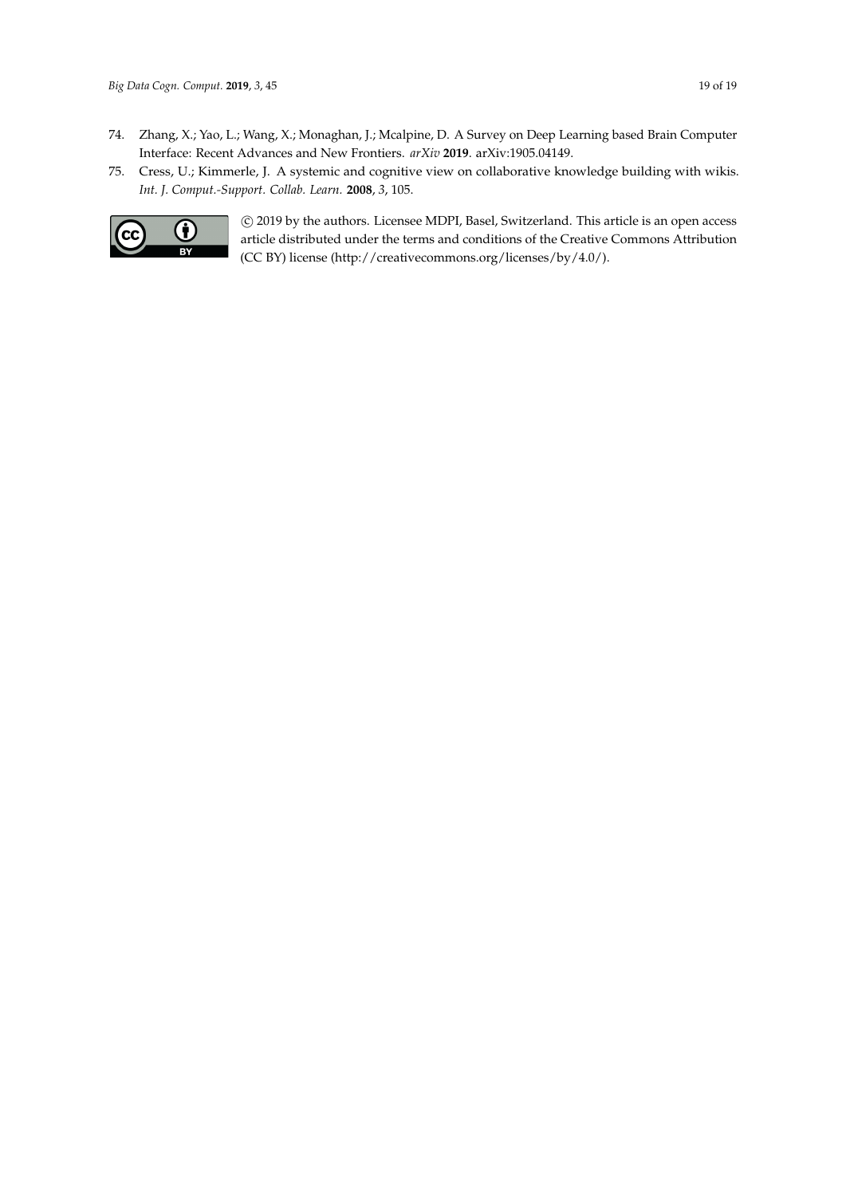74. Zhang, X.; Yao, L.; Wang, X.; Monaghan, J.; Mcalpine, D. A Survey on Deep Learning based Brain Computer Interface: Recent Advances and New Frontiers. *arXiv* **2019**. arXiv:1905.04149.
75. Cress, U.; Kimmerle, J. A systemic and cognitive view on collaborative knowledge building with wikis. *Int. J. Comput.-Support. Collab. Learn.* **2008**, *3*, 105.

© 2019 by the authors. Licensee MDPI, Basel, Switzerland. This article is an open access article distributed under the terms and conditions of the Creative Commons Attribution (CC BY) license (http://creativecommons.org/licenses/by/4.0/).